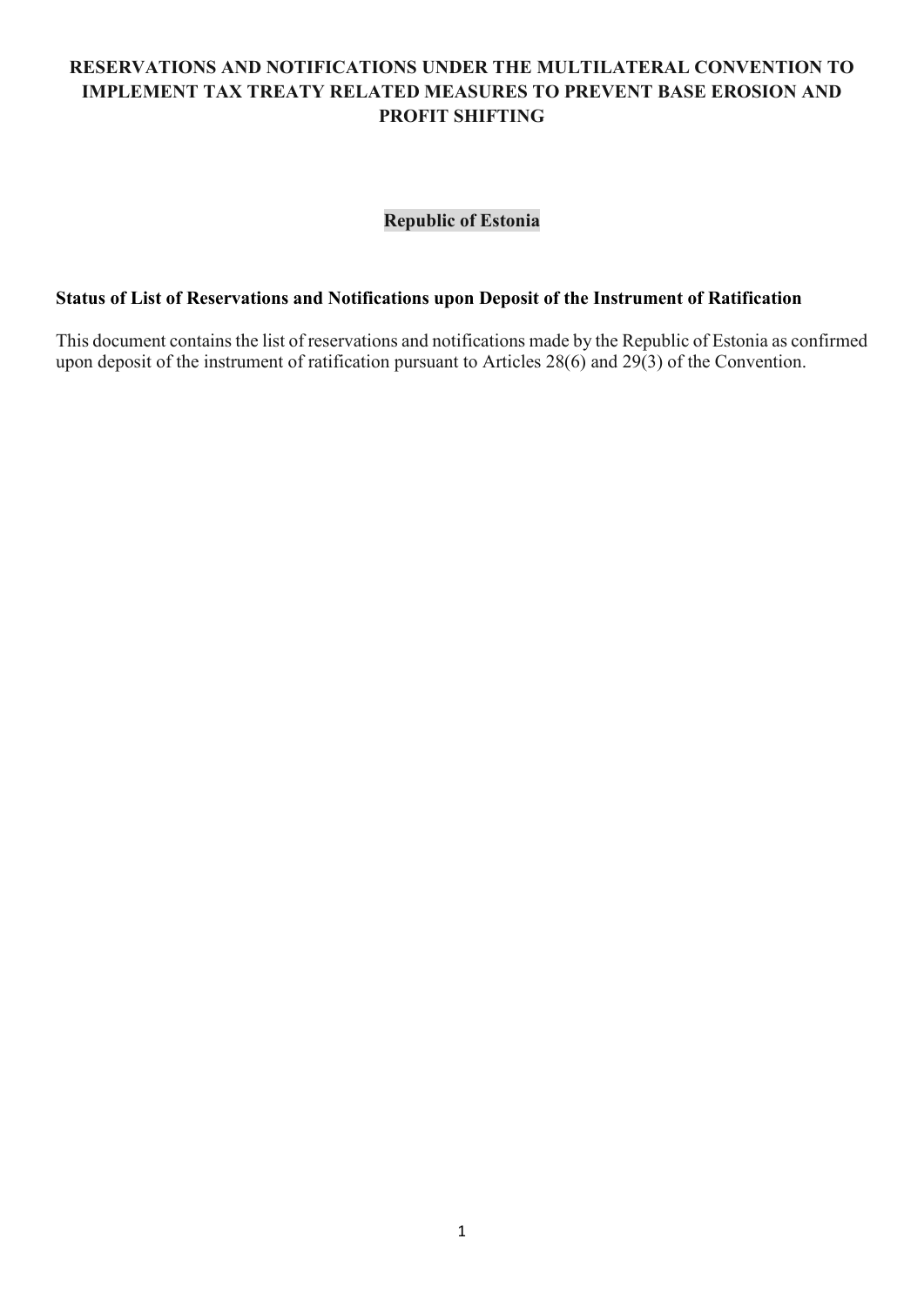# RESERVATIONS AND NOTIFICATIONS UNDER THE MULTILATERAL CONVENTION TO IMPLEMENT TAX TREATY RELATED MEASURES TO PREVENT BASE EROSION AND PROFIT SHIFTING

## Republic of Estonia

### Status of List of Reservations and Notifications upon Deposit of the Instrument of Ratification

This document contains the list of reservations and notifications made by the Republic of Estonia as confirmed upon deposit of the instrument of ratification pursuant to Articles 28(6) and 29(3) of the Convention.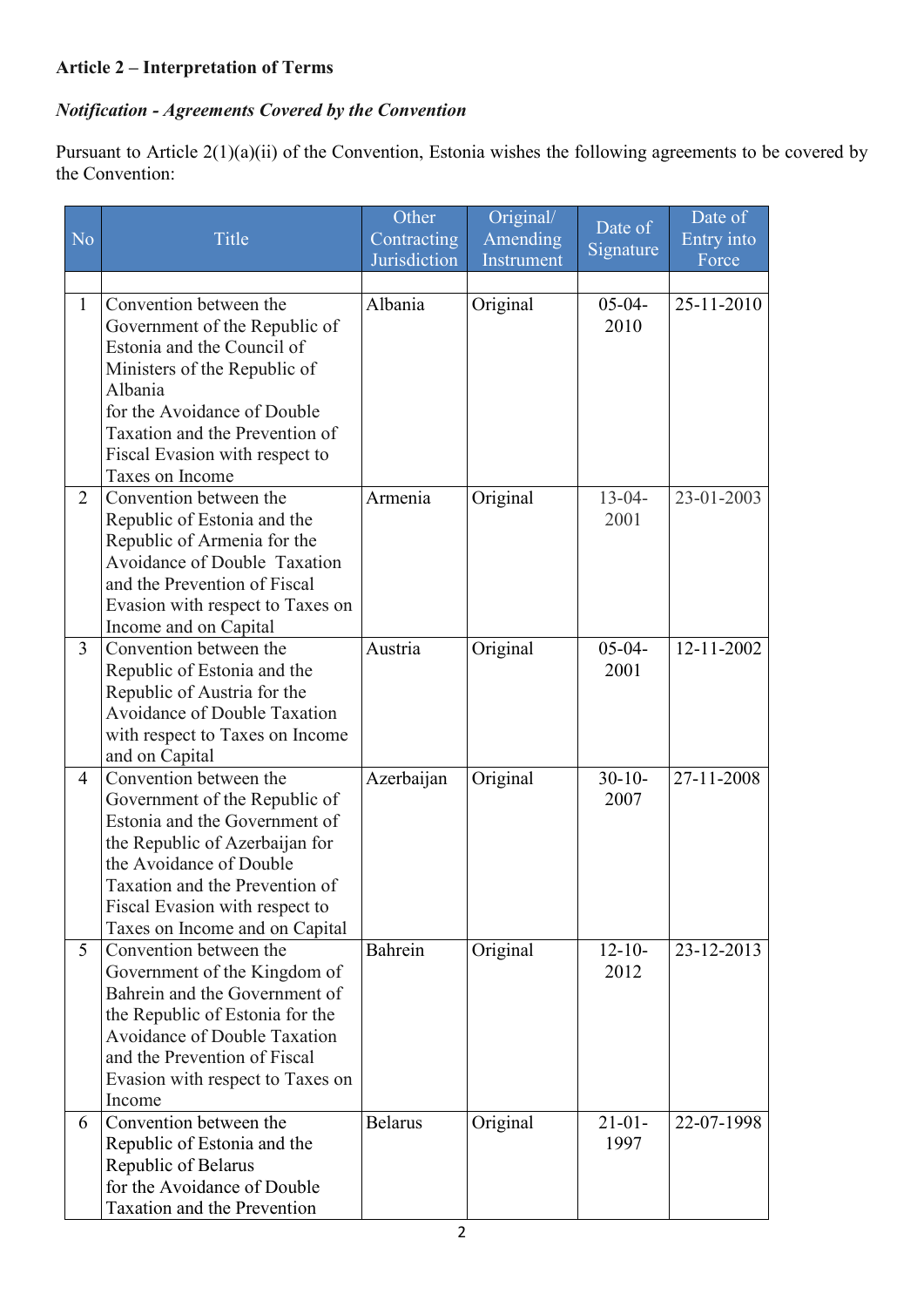**Article 2 – Interpretation of Terms**

***Notification - Agreements Covered by the Convention***

Pursuant to Article 2(1)(a)(ii) of the Convention, Estonia wishes the following agreements to be covered by the Convention:

| No | Title | Other Contracting Jurisdiction | Original/ Amending Instrument | Date of Signature | Date of Entry into Force |
|---|---|---|---|---|---|
| | | | | | |
| 1 | Convention between the Government of the Republic of Estonia and the Council of Ministers of the Republic of Albania for the Avoidance of Double Taxation and the Prevention of Fiscal Evasion with respect to Taxes on Income | Albania | Original | 05-04-2010 | 25-11-2010 |
| 2 | Convention between the Republic of Estonia and the Republic of Armenia for the Avoidance of Double Taxation and the Prevention of Fiscal Evasion with respect to Taxes on Income and on Capital | Armenia | Original | 13-04-2001 | 23-01-2003 |
| 3 | Convention between the Republic of Estonia and the Republic of Austria for the Avoidance of Double Taxation with respect to Taxes on Income and on Capital | Austria | Original | 05-04-2001 | 12-11-2002 |
| 4 | Convention between the Government of the Republic of Estonia and the Government of the Republic of Azerbaijan for the Avoidance of Double Taxation and the Prevention of Fiscal Evasion with respect to Taxes on Income and on Capital | Azerbaijan | Original | 30-10-2007 | 27-11-2008 |
| 5 | Convention between the Government of the Kingdom of Bahrein and the Government of the Republic of Estonia for the Avoidance of Double Taxation and the Prevention of Fiscal Evasion with respect to Taxes on Income | Bahrein | Original | 12-10-2012 | 23-12-2013 |
| 6 | Convention between the Republic of Estonia and the Republic of Belarus for the Avoidance of Double Taxation and the Prevention | Belarus | Original | 21-01-1997 | 22-07-1998 |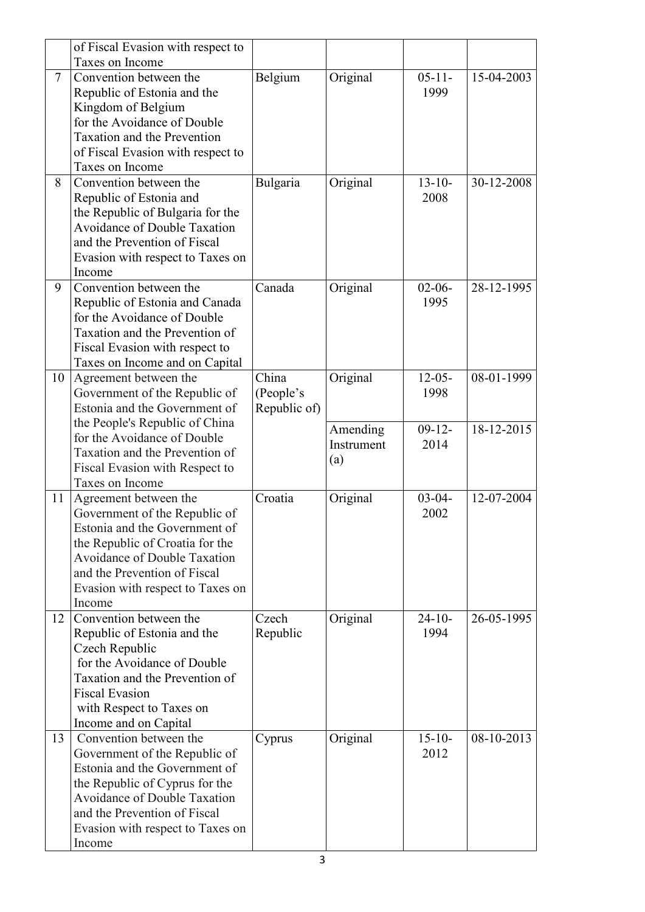|  | of Fiscal Evasion with respect to Taxes on Income |  |  |  |  |
|---|---|---|---|---|---|
| 7 | Convention between the Republic of Estonia and the Kingdom of Belgium for the Avoidance of Double Taxation and the Prevention of Fiscal Evasion with respect to Taxes on Income | Belgium | Original | 05-11-1999 | 15-04-2003 |
| 8 | Convention between the Republic of Estonia and the Republic of Bulgaria for the Avoidance of Double Taxation and the Prevention of Fiscal Evasion with respect to Taxes on Income | Bulgaria | Original | 13-10-2008 | 30-12-2008 |
| 9 | Convention between the Republic of Estonia and Canada for the Avoidance of Double Taxation and the Prevention of Fiscal Evasion with respect to Taxes on Income and on Capital | Canada | Original | 02-06-1995 | 28-12-1995 |
| 10 | Agreement between the Government of the Republic of Estonia and the Government of the People's Republic of China for the Avoidance of Double Taxation and the Prevention of Fiscal Evasion with Respect to Taxes on Income | China (People's Republic of) | Original | 12-05-1998 | 08-01-1999 |
|  |  |  | Amending Instrument (a) | 09-12-2014 | 18-12-2015 |
| 11 | Agreement between the Government of the Republic of Estonia and the Government of the Republic of Croatia for the Avoidance of Double Taxation and the Prevention of Fiscal Evasion with respect to Taxes on Income | Croatia | Original | 03-04-2002 | 12-07-2004 |
| 12 | Convention between the Republic of Estonia and the Czech Republic for the Avoidance of Double Taxation and the Prevention of Fiscal Evasion with Respect to Taxes on Income and on Capital | Czech Republic | Original | 24-10-1994 | 26-05-1995 |
| 13 | Convention between the Government of the Republic of Estonia and the Government of the Republic of Cyprus for the Avoidance of Double Taxation and the Prevention of Fiscal Evasion with respect to Taxes on Income | Cyprus | Original | 15-10-2012 | 08-10-2013 |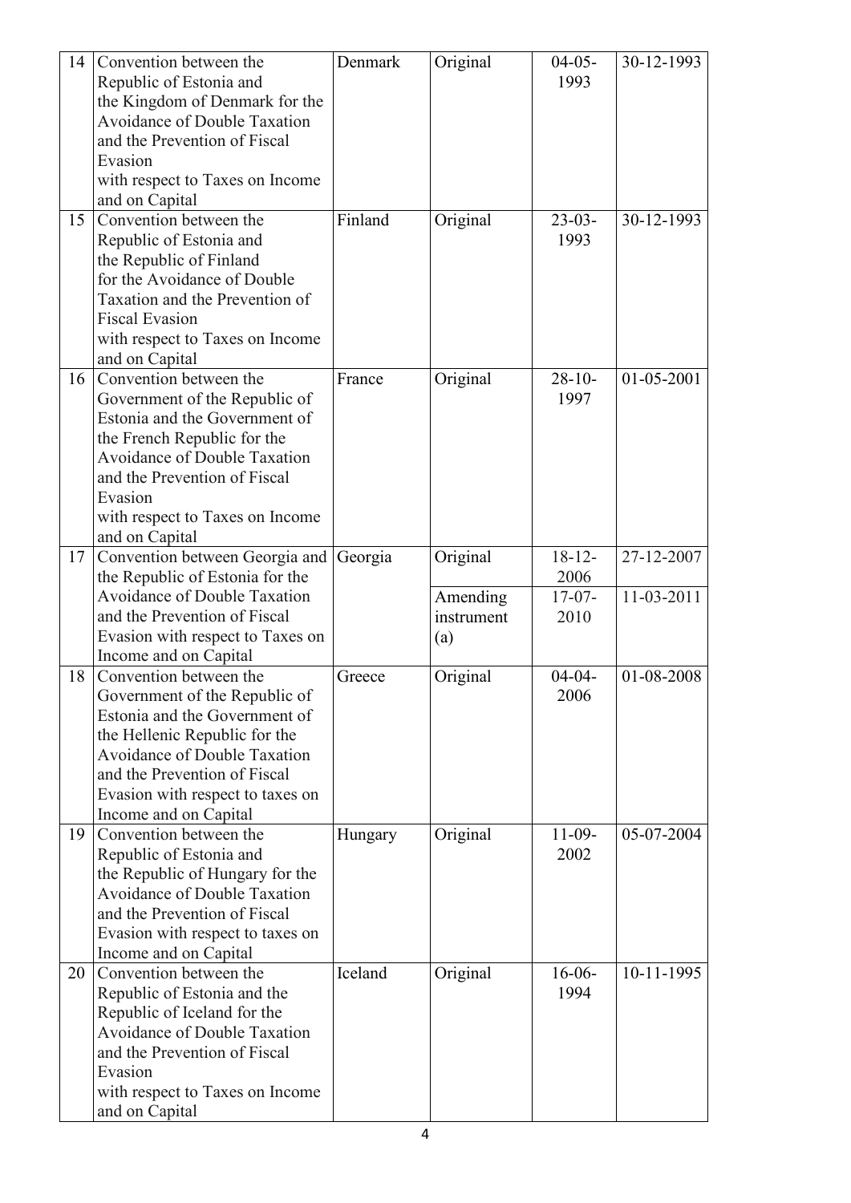| 14 | Convention between the Republic of Estonia and the Kingdom of Denmark for the Avoidance of Double Taxation and the Prevention of Fiscal Evasion with respect to Taxes on Income and on Capital | Denmark | Original | 04-05-1993 | 30-12-1993 |
|---|---|---|---|---|---|
| 15 | Convention between the Republic of Estonia and the Republic of Finland for the Avoidance of Double Taxation and the Prevention of Fiscal Evasion with respect to Taxes on Income and on Capital | Finland | Original | 23-03-1993 | 30-12-1993 |
| 16 | Convention between the Government of the Republic of Estonia and the Government of the French Republic for the Avoidance of Double Taxation and the Prevention of Fiscal Evasion with respect to Taxes on Income and on Capital | France | Original | 28-10-1997 | 01-05-2001 |
| 17 | Convention between Georgia and the Republic of Estonia for the Avoidance of Double Taxation and the Prevention of Fiscal Evasion with respect to Taxes on Income and on Capital | Georgia | Original | 18-12-2006 | 27-12-2007 |
| | | | Amending instrument (a) | 17-07-2010 | 11-03-2011 |
| 18 | Convention between the Government of the Republic of Estonia and the Government of the Hellenic Republic for the Avoidance of Double Taxation and the Prevention of Fiscal Evasion with respect to taxes on Income and on Capital | Greece | Original | 04-04-2006 | 01-08-2008 |
| 19 | Convention between the Republic of Estonia and the Republic of Hungary for the Avoidance of Double Taxation and the Prevention of Fiscal Evasion with respect to taxes on Income and on Capital | Hungary | Original | 11-09-2002 | 05-07-2004 |
| 20 | Convention between the Republic of Estonia and the Republic of Iceland for the Avoidance of Double Taxation and the Prevention of Fiscal Evasion with respect to Taxes on Income and on Capital | Iceland | Original | 16-06-1994 | 10-11-1995 |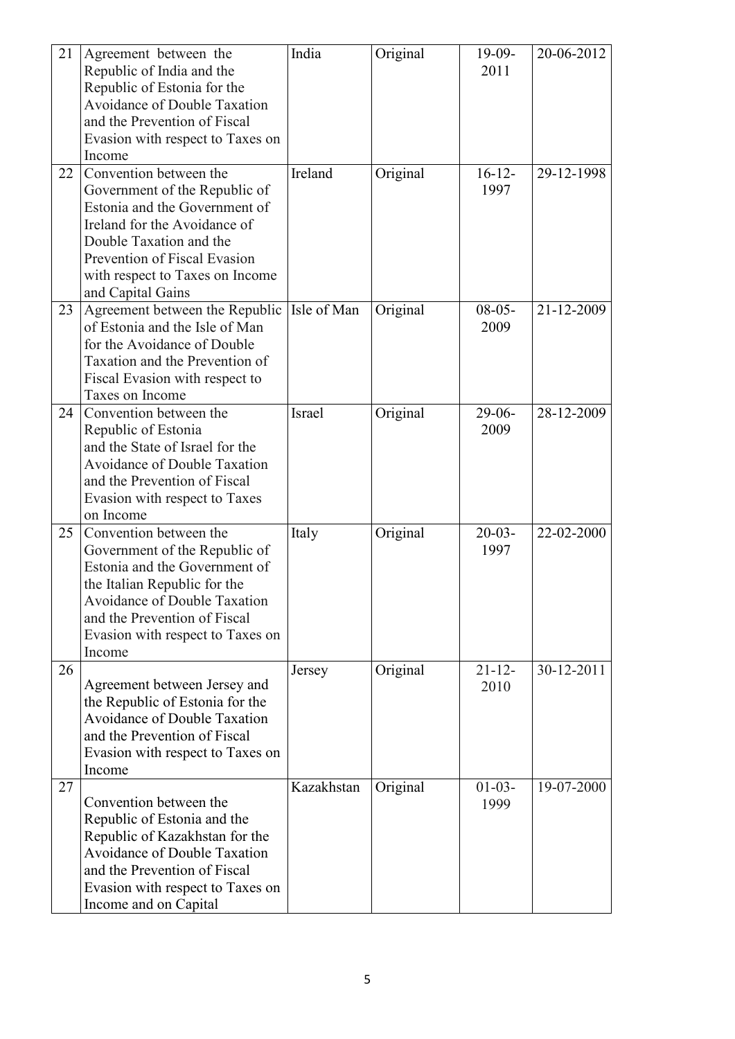| 21 | Agreement between the Republic of India and the Republic of Estonia for the Avoidance of Double Taxation and the Prevention of Fiscal Evasion with respect to Taxes on Income | India | Original | 19-09-2011 | 20-06-2012 |
|---|---|---|---|---|---|
| 22 | Convention between the Government of the Republic of Estonia and the Government of Ireland for the Avoidance of Double Taxation and the Prevention of Fiscal Evasion with respect to Taxes on Income and Capital Gains | Ireland | Original | 16-12-1997 | 29-12-1998 |
| 23 | Agreement between the Republic of Estonia and the Isle of Man for the Avoidance of Double Taxation and the Prevention of Fiscal Evasion with respect to Taxes on Income | Isle of Man | Original | 08-05-2009 | 21-12-2009 |
| 24 | Convention between the Republic of Estonia and the State of Israel for the Avoidance of Double Taxation and the Prevention of Fiscal Evasion with respect to Taxes on Income | Israel | Original | 29-06-2009 | 28-12-2009 |
| 25 | Convention between the Government of the Republic of Estonia and the Government of the Italian Republic for the Avoidance of Double Taxation and the Prevention of Fiscal Evasion with respect to Taxes on Income | Italy | Original | 20-03-1997 | 22-02-2000 |
| 26 | Agreement between Jersey and the Republic of Estonia for the Avoidance of Double Taxation and the Prevention of Fiscal Evasion with respect to Taxes on Income | Jersey | Original | 21-12-2010 | 30-12-2011 |
| 27 | Convention between the Republic of Estonia and the Republic of Kazakhstan for the Avoidance of Double Taxation and the Prevention of Fiscal Evasion with respect to Taxes on Income and on Capital | Kazakhstan | Original | 01-03-1999 | 19-07-2000 |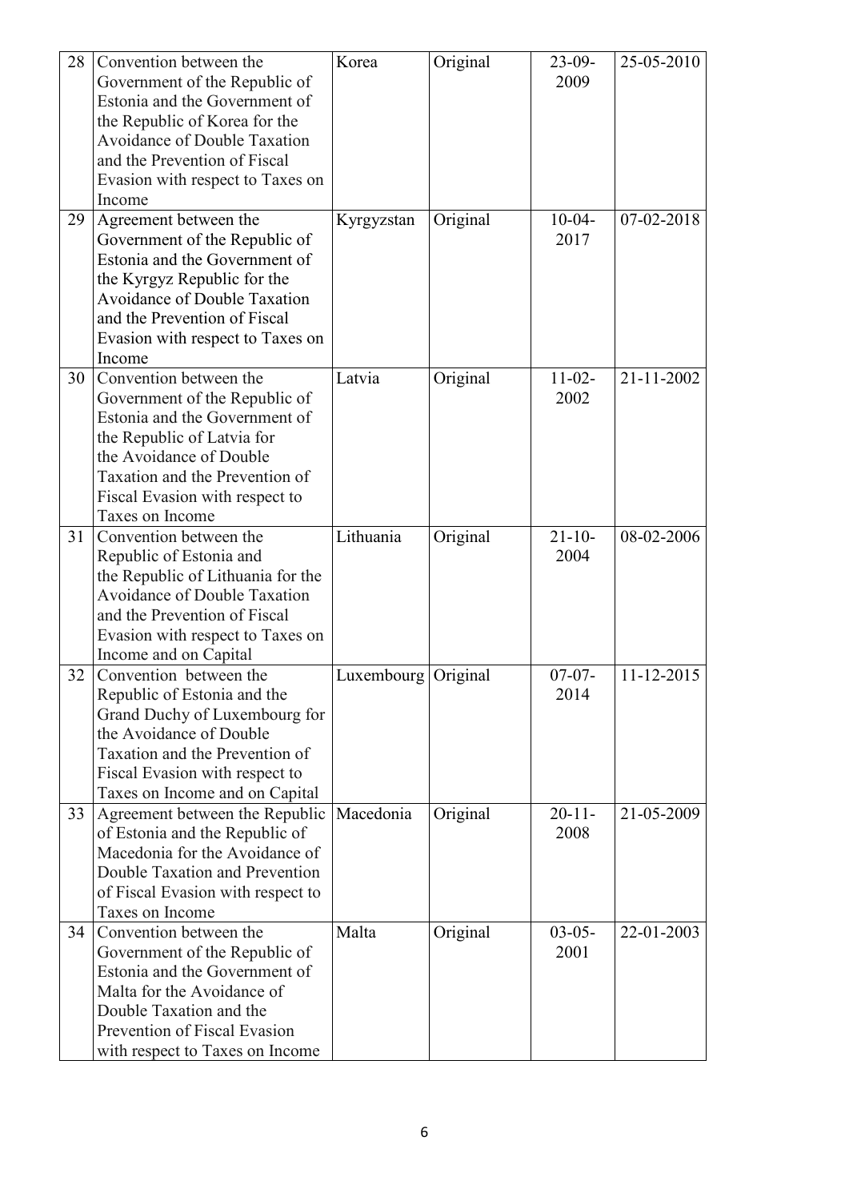| 28 | Convention between the Government of the Republic of Estonia and the Government of the Republic of Korea for the Avoidance of Double Taxation and the Prevention of Fiscal Evasion with respect to Taxes on Income | Korea | Original | 23-09-2009 | 25-05-2010 |
|---|---|---|---|---|---|
| 29 | Agreement between the Government of the Republic of Estonia and the Government of the Kyrgyz Republic for the Avoidance of Double Taxation and the Prevention of Fiscal Evasion with respect to Taxes on Income | Kyrgyzstan | Original | 10-04-2017 | 07-02-2018 |
| 30 | Convention between the Government of the Republic of Estonia and the Government of the Republic of Latvia for the Avoidance of Double Taxation and the Prevention of Fiscal Evasion with respect to Taxes on Income | Latvia | Original | 11-02-2002 | 21-11-2002 |
| 31 | Convention between the Republic of Estonia and the Republic of Lithuania for the Avoidance of Double Taxation and the Prevention of Fiscal Evasion with respect to Taxes on Income and on Capital | Lithuania | Original | 21-10-2004 | 08-02-2006 |
| 32 | Convention between the Republic of Estonia and the Grand Duchy of Luxembourg for the Avoidance of Double Taxation and the Prevention of Fiscal Evasion with respect to Taxes on Income and on Capital | Luxembourg | Original | 07-07-2014 | 11-12-2015 |
| 33 | Agreement between the Republic of Estonia and the Republic of Macedonia for the Avoidance of Double Taxation and Prevention of Fiscal Evasion with respect to Taxes on Income | Macedonia | Original | 20-11-2008 | 21-05-2009 |
| 34 | Convention between the Government of the Republic of Estonia and the Government of Malta for the Avoidance of Double Taxation and the Prevention of Fiscal Evasion with respect to Taxes on Income | Malta | Original | 03-05-2001 | 22-01-2003 |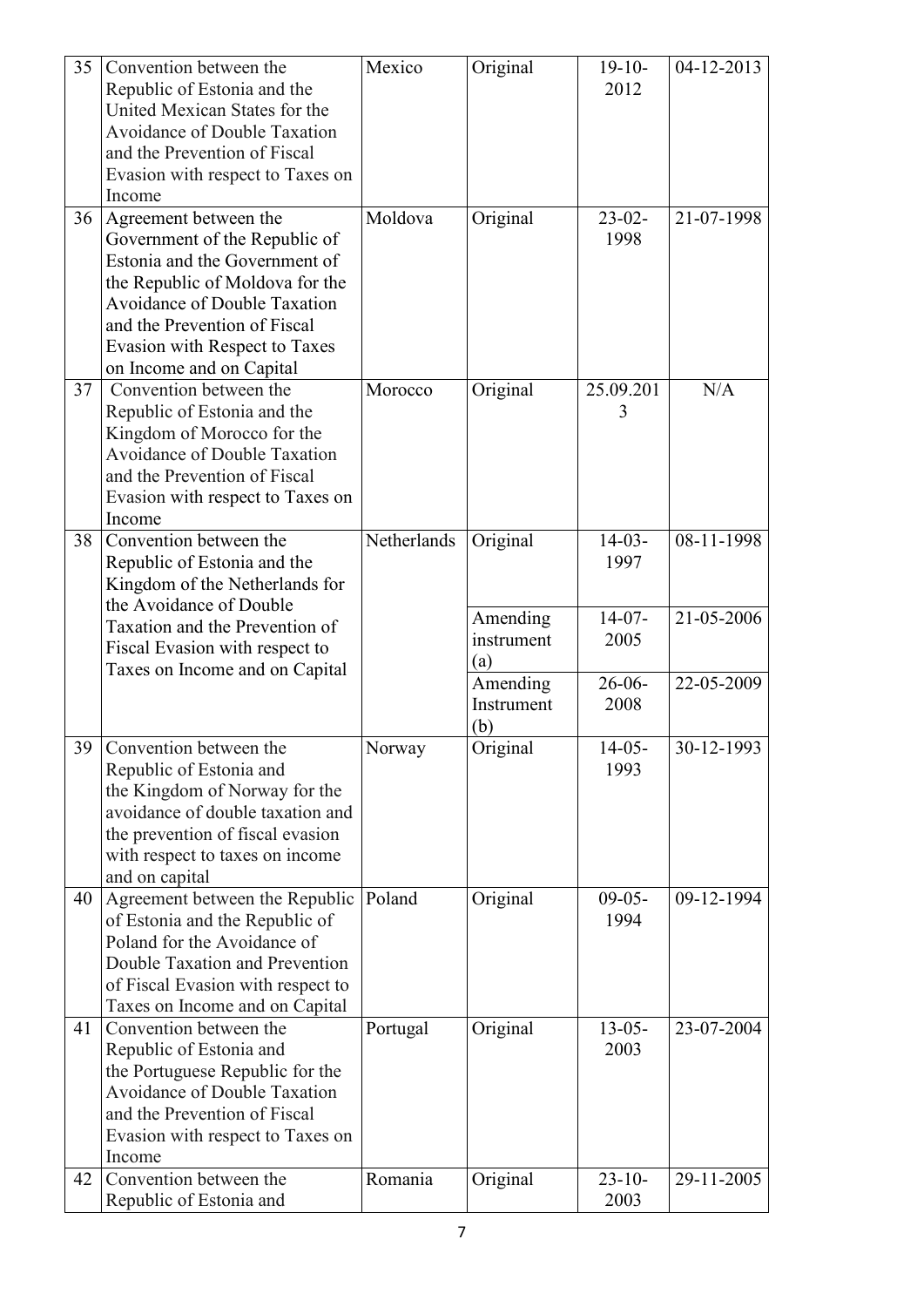| 35 | Convention between the Republic of Estonia and the United Mexican States for the Avoidance of Double Taxation and the Prevention of Fiscal Evasion with respect to Taxes on Income | Mexico | Original | 19-10-2012 | 04-12-2013 |
|---|---|---|---|---|---|
| 36 | Agreement between the Government of the Republic of Estonia and the Government of the Republic of Moldova for the Avoidance of Double Taxation and the Prevention of Fiscal Evasion with Respect to Taxes on Income and on Capital | Moldova | Original | 23-02-1998 | 21-07-1998 |
| 37 | Convention between the Republic of Estonia and the Kingdom of Morocco for the Avoidance of Double Taxation and the Prevention of Fiscal Evasion with respect to Taxes on Income | Morocco | Original | 25.09.2013 | N/A |
| 38 | Convention between the Republic of Estonia and the Kingdom of the Netherlands for the Avoidance of Double Taxation and the Prevention of Fiscal Evasion with respect to Taxes on Income and on Capital | Netherlands | Original | 14-03-1997 | 08-11-1998 |
| | | | Amending instrument (a) | 14-07-2005 | 21-05-2006 |
| | | | Amending Instrument (b) | 26-06-2008 | 22-05-2009 |
| 39 | Convention between the Republic of Estonia and the Kingdom of Norway for the avoidance of double taxation and the prevention of fiscal evasion with respect to taxes on income and on capital | Norway | Original | 14-05-1993 | 30-12-1993 |
| 40 | Agreement between the Republic of Estonia and the Republic of Poland for the Avoidance of Double Taxation and Prevention of Fiscal Evasion with respect to Taxes on Income and on Capital | Poland | Original | 09-05-1994 | 09-12-1994 |
| 41 | Convention between the Republic of Estonia and the Portuguese Republic for the Avoidance of Double Taxation and the Prevention of Fiscal Evasion with respect to Taxes on Income | Portugal | Original | 13-05-2003 | 23-07-2004 |
| 42 | Convention between the Republic of Estonia and | Romania | Original | 23-10-2003 | 29-11-2005 |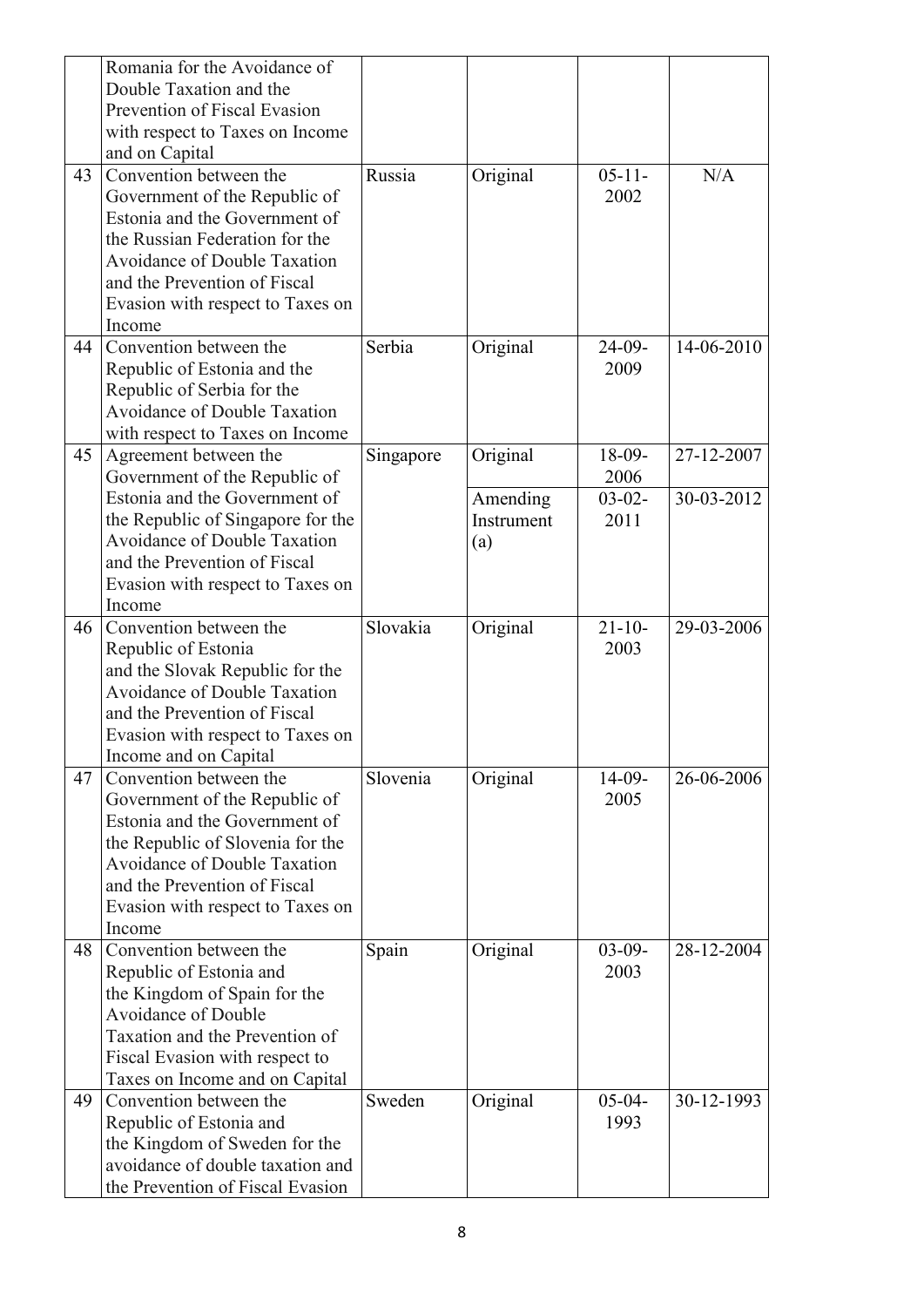| | | | | | |
|---|---|---|---|---|---|
| | Romania for the Avoidance of Double Taxation and the Prevention of Fiscal Evasion with respect to Taxes on Income and on Capital | | | | |
| 43 | Convention between the Government of the Republic of Estonia and the Government of the Russian Federation for the Avoidance of Double Taxation and the Prevention of Fiscal Evasion with respect to Taxes on Income | Russia | Original | 05-11-2002 | N/A |
| 44 | Convention between the Republic of Estonia and the Republic of Serbia for the Avoidance of Double Taxation with respect to Taxes on Income | Serbia | Original | 24-09-2009 | 14-06-2010 |
| 45 | Agreement between the Government of the Republic of Estonia and the Government of the Republic of Singapore for the Avoidance of Double Taxation and the Prevention of Fiscal Evasion with respect to Taxes on Income | Singapore | Original | 18-09-2006 | 27-12-2007 |
| | | | Amending Instrument (a) | 03-02-2011 | 30-03-2012 |
| 46 | Convention between the Republic of Estonia and the Slovak Republic for the Avoidance of Double Taxation and the Prevention of Fiscal Evasion with respect to Taxes on Income and on Capital | Slovakia | Original | 21-10-2003 | 29-03-2006 |
| 47 | Convention between the Government of the Republic of Estonia and the Government of the Republic of Slovenia for the Avoidance of Double Taxation and the Prevention of Fiscal Evasion with respect to Taxes on Income | Slovenia | Original | 14-09-2005 | 26-06-2006 |
| 48 | Convention between the Republic of Estonia and the Kingdom of Spain for the Avoidance of Double Taxation and the Prevention of Fiscal Evasion with respect to Taxes on Income and on Capital | Spain | Original | 03-09-2003 | 28-12-2004 |
| 49 | Convention between the Republic of Estonia and the Kingdom of Sweden for the avoidance of double taxation and the Prevention of Fiscal Evasion | Sweden | Original | 05-04-1993 | 30-12-1993 |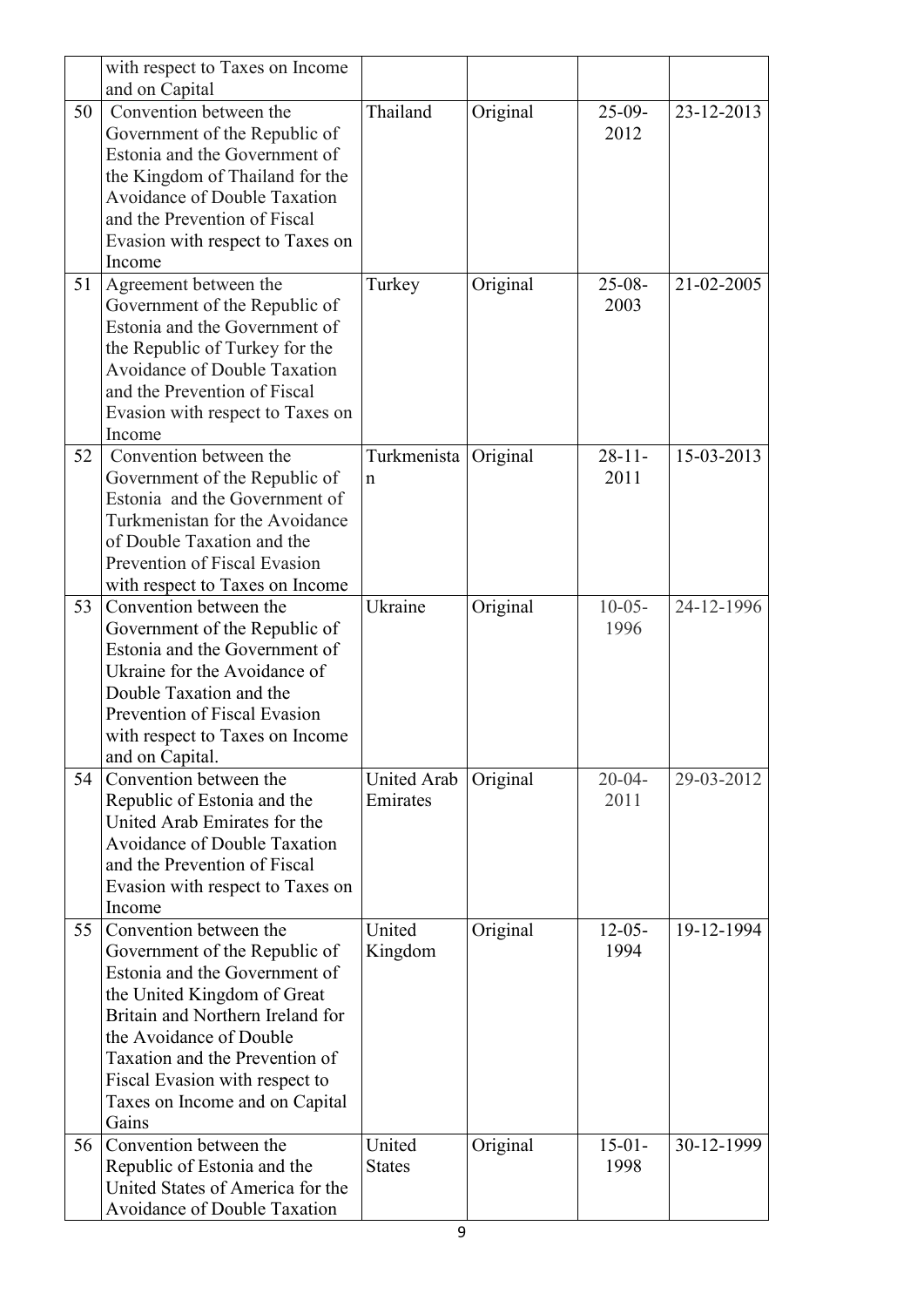|  | with respect to Taxes on Income and on Capital |  |  |  |  |
|---|---|---|---|---|---|
| 50 | Convention between the Government of the Republic of Estonia and the Government of the Kingdom of Thailand for the Avoidance of Double Taxation and the Prevention of Fiscal Evasion with respect to Taxes on Income | Thailand | Original | 25-09-2012 | 23-12-2013 |
| 51 | Agreement between the Government of the Republic of Estonia and the Government of the Republic of Turkey for the Avoidance of Double Taxation and the Prevention of Fiscal Evasion with respect to Taxes on Income | Turkey | Original | 25-08-2003 | 21-02-2005 |
| 52 | Convention between the Government of the Republic of Estonia and the Government of Turkmenistan for the Avoidance of Double Taxation and the Prevention of Fiscal Evasion with respect to Taxes on Income | Turkmenistan | Original | 28-11-2011 | 15-03-2013 |
| 53 | Convention between the Government of the Republic of Estonia and the Government of Ukraine for the Avoidance of Double Taxation and the Prevention of Fiscal Evasion with respect to Taxes on Income and on Capital. | Ukraine | Original | 10-05-1996 | 24-12-1996 |
| 54 | Convention between the Republic of Estonia and the United Arab Emirates for the Avoidance of Double Taxation and the Prevention of Fiscal Evasion with respect to Taxes on Income | United Arab Emirates | Original | 20-04-2011 | 29-03-2012 |
| 55 | Convention between the Government of the Republic of Estonia and the Government of the United Kingdom of Great Britain and Northern Ireland for the Avoidance of Double Taxation and the Prevention of Fiscal Evasion with respect to Taxes on Income and on Capital Gains | United Kingdom | Original | 12-05-1994 | 19-12-1994 |
| 56 | Convention between the Republic of Estonia and the United States of America for the Avoidance of Double Taxation | United States | Original | 15-01-1998 | 30-12-1999 |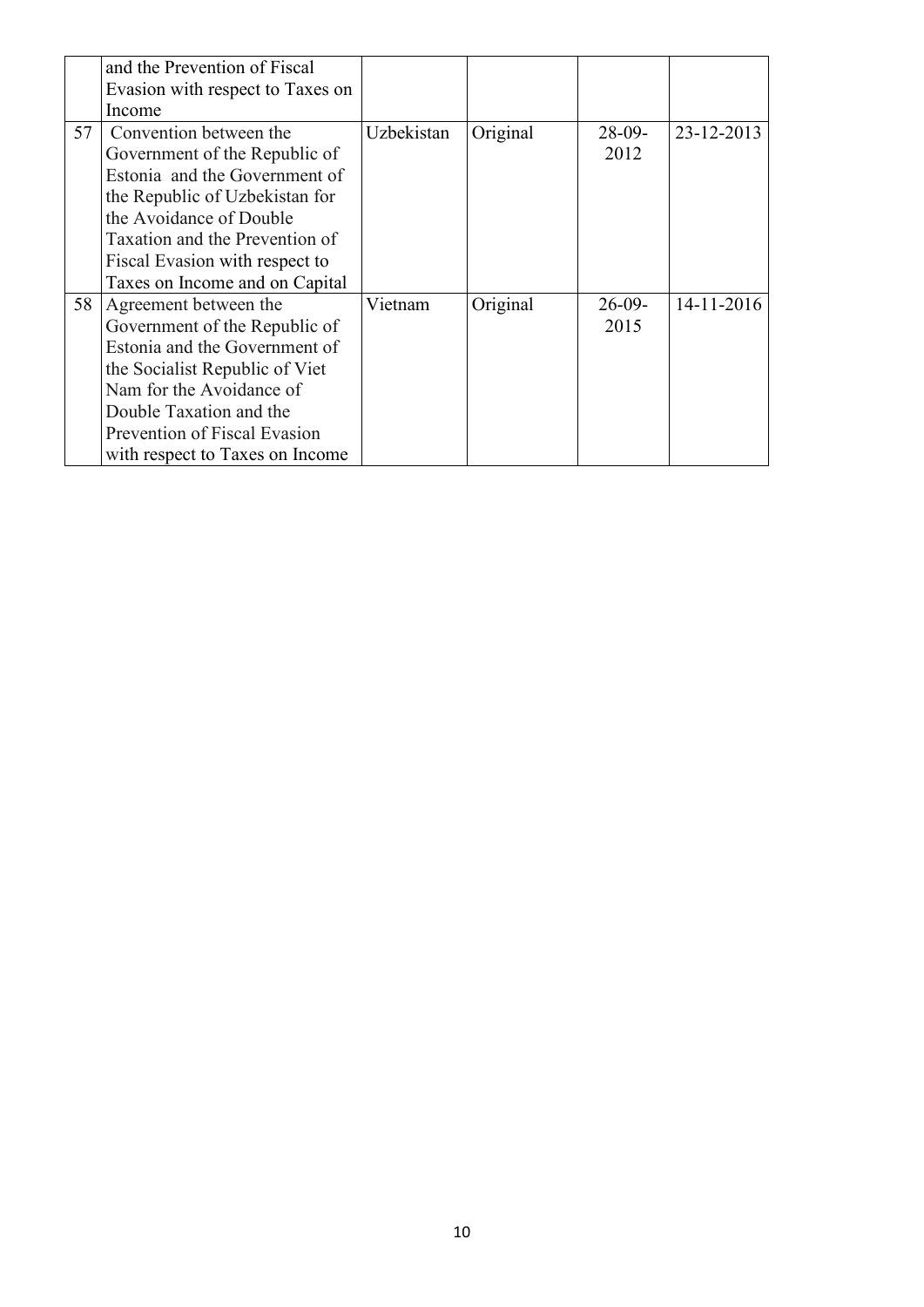| | | | | | |
|---|---|---|---|---|---|
| | and the Prevention of Fiscal Evasion with respect to Taxes on Income | | | | |
| 57 | Convention between the Government of the Republic of Estonia and the Government of the Republic of Uzbekistan for the Avoidance of Double Taxation and the Prevention of Fiscal Evasion with respect to Taxes on Income and on Capital | Uzbekistan | Original | 28-09-2012 | 23-12-2013 |
| 58 | Agreement between the Government of the Republic of Estonia and the Government of the Socialist Republic of Viet Nam for the Avoidance of Double Taxation and the Prevention of Fiscal Evasion with respect to Taxes on Income | Vietnam | Original | 26-09-2015 | 14-11-2016 |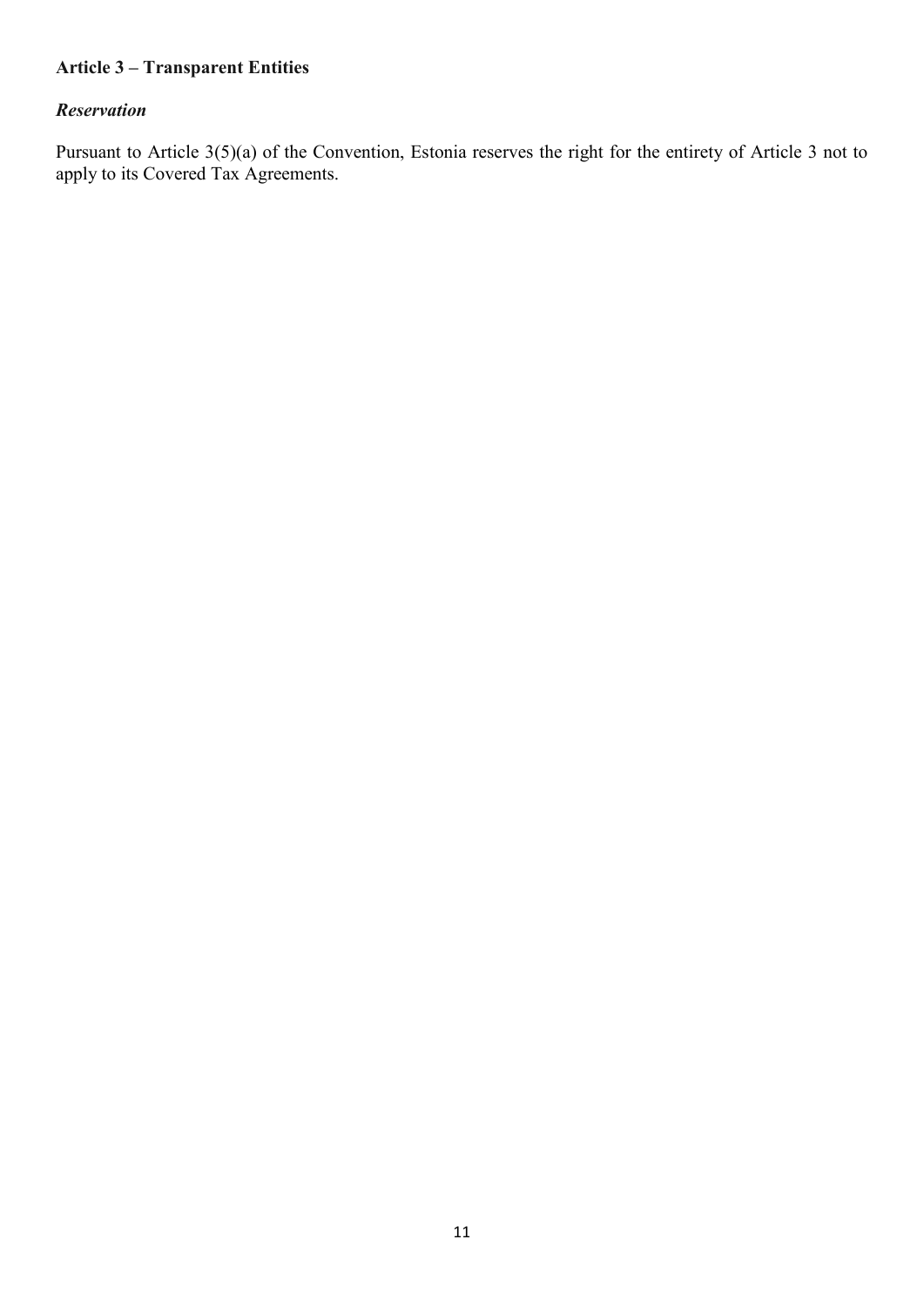**Article 3 – Transparent Entities**

***Reservation***

Pursuant to Article 3(5)(a) of the Convention, Estonia reserves the right for the entirety of Article 3 not to apply to its Covered Tax Agreements.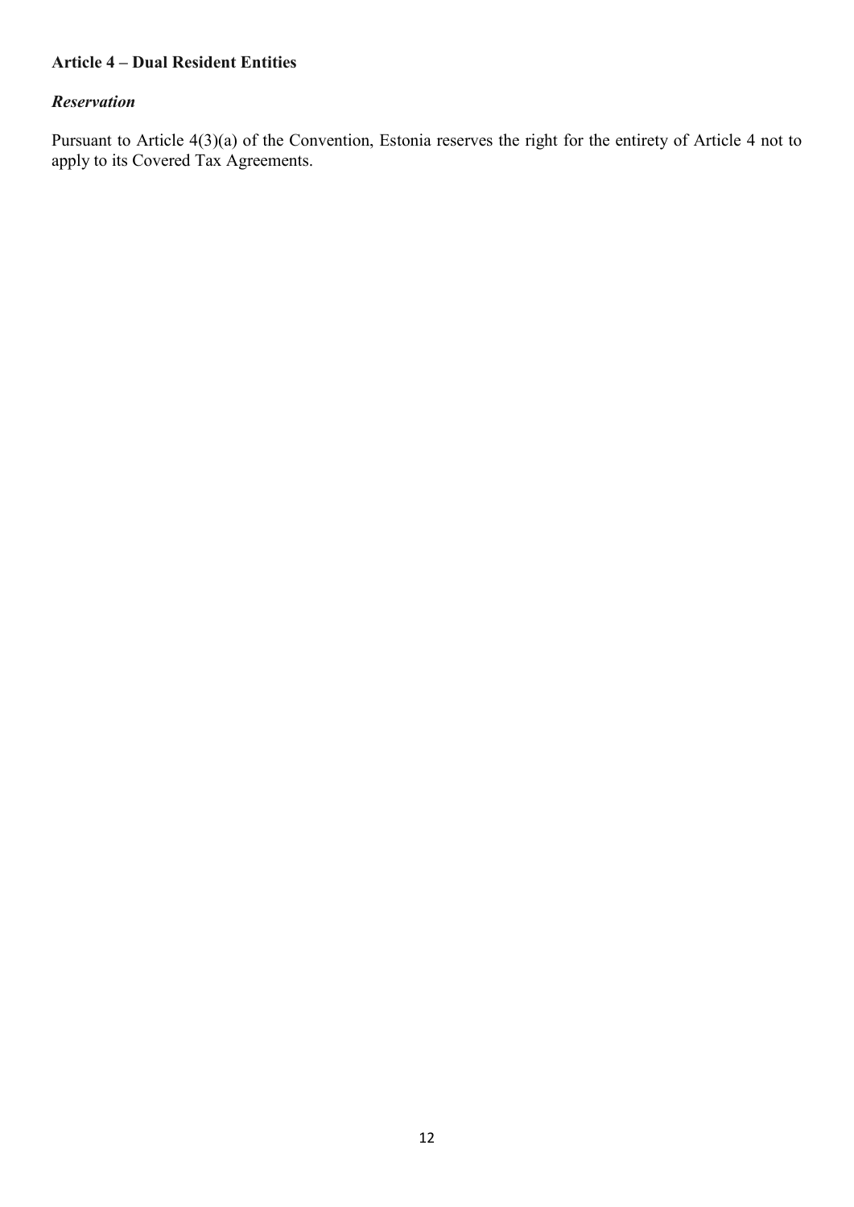**Article 4 – Dual Resident Entities**

***Reservation***

Pursuant to Article 4(3)(a) of the Convention, Estonia reserves the right for the entirety of Article 4 not to apply to its Covered Tax Agreements.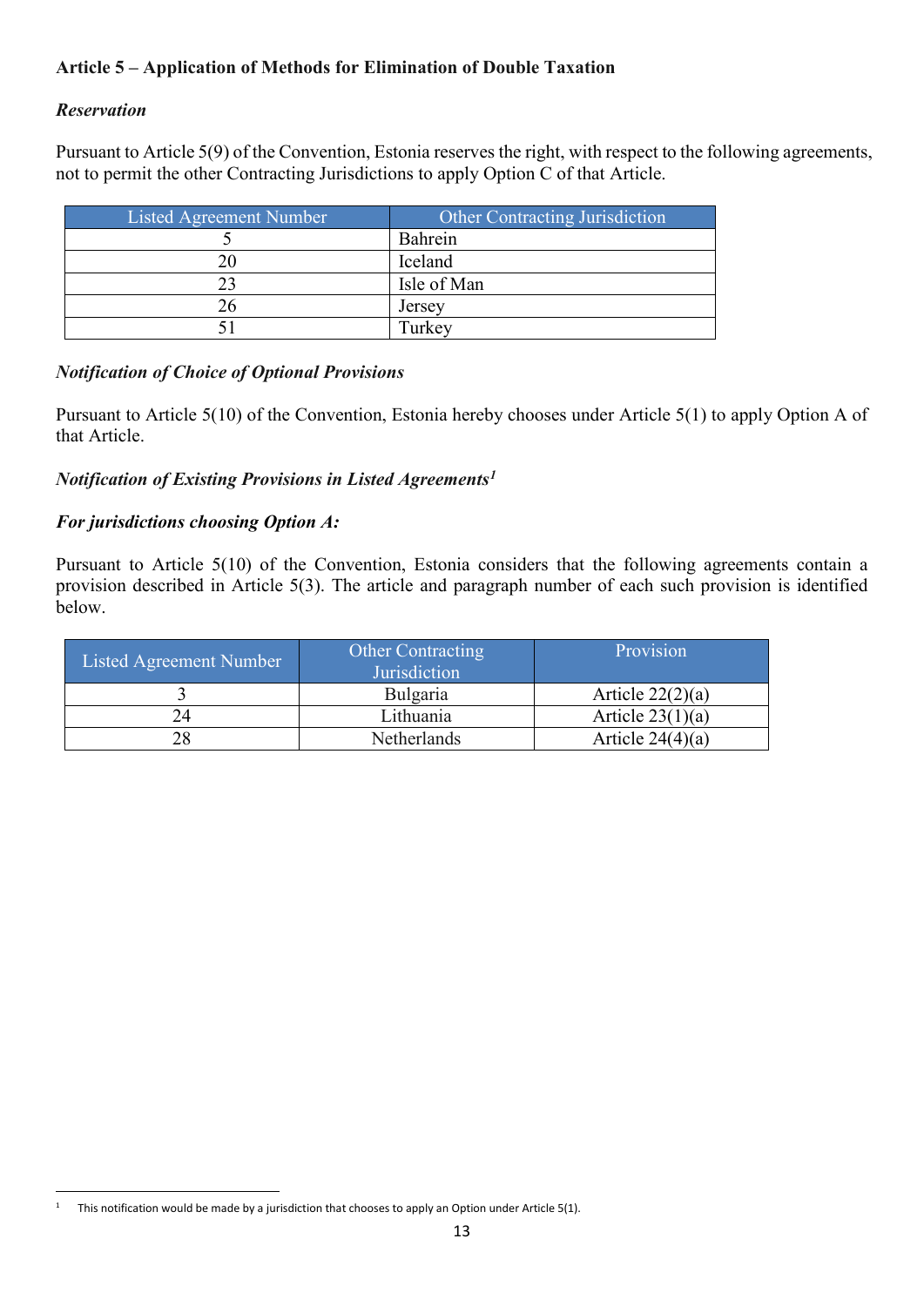**Article 5 – Application of Methods for Elimination of Double Taxation**

***Reservation***

Pursuant to Article 5(9) of the Convention, Estonia reserves the right, with respect to the following agreements, not to permit the other Contracting Jurisdictions to apply Option C of that Article.

| Listed Agreement Number | Other Contracting Jurisdiction |
|---|---|
| 5 | Bahrein |
| 20 | Iceland |
| 23 | Isle of Man |
| 26 | Jersey |
| 51 | Turkey |

***Notification of Choice of Optional Provisions***

Pursuant to Article 5(10) of the Convention, Estonia hereby chooses under Article 5(1) to apply Option A of that Article.

***Notification of Existing Provisions in Listed Agreements*[1]**

***For jurisdictions choosing Option A:***

Pursuant to Article 5(10) of the Convention, Estonia considers that the following agreements contain a provision described in Article 5(3). The article and paragraph number of each such provision is identified below.

| Listed Agreement Number | Other Contracting Jurisdiction | Provision |
|---|---|---|
| 3 | Bulgaria | Article 22(2)(a) |
| 24 | Lithuania | Article 23(1)(a) |
| 28 | Netherlands | Article 24(4)(a) |

[1] This notification would be made by a jurisdiction that chooses to apply an Option under Article 5(1).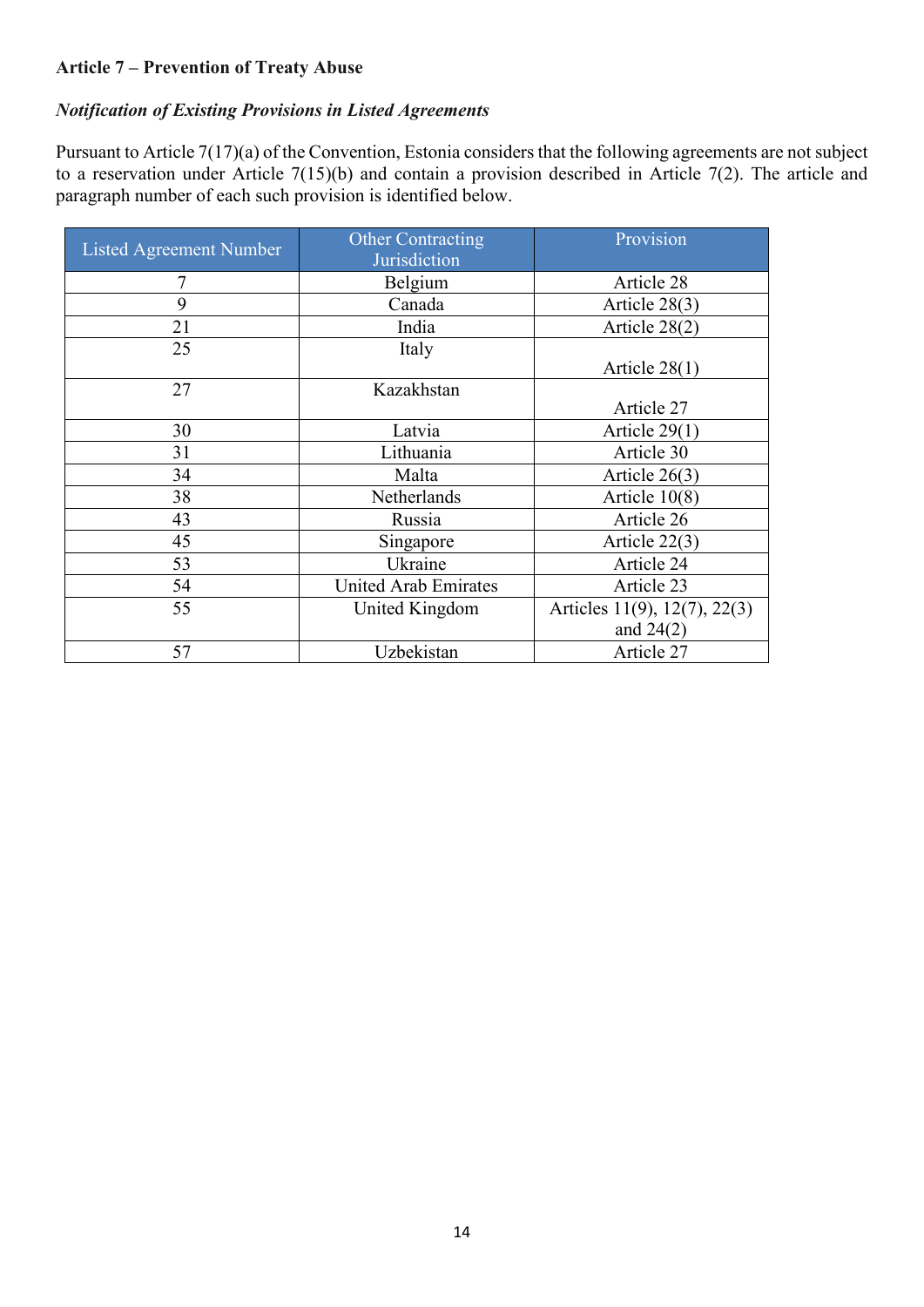**Article 7 – Prevention of Treaty Abuse**

***Notification of Existing Provisions in Listed Agreements***

Pursuant to Article 7(17)(a) of the Convention, Estonia considers that the following agreements are not subject to a reservation under Article 7(15)(b) and contain a provision described in Article 7(2). The article and paragraph number of each such provision is identified below.

| Listed Agreement Number | Other Contracting Jurisdiction | Provision |
|---|---|---|
| 7 | Belgium | Article 28 |
| 9 | Canada | Article 28(3) |
| 21 | India | Article 28(2) |
| 25 | Italy | Article 28(1) |
| 27 | Kazakhstan | Article 27 |
| 30 | Latvia | Article 29(1) |
| 31 | Lithuania | Article 30 |
| 34 | Malta | Article 26(3) |
| 38 | Netherlands | Article 10(8) |
| 43 | Russia | Article 26 |
| 45 | Singapore | Article 22(3) |
| 53 | Ukraine | Article 24 |
| 54 | United Arab Emirates | Article 23 |
| 55 | United Kingdom | Articles 11(9), 12(7), 22(3) and 24(2) |
| 57 | Uzbekistan | Article 27 |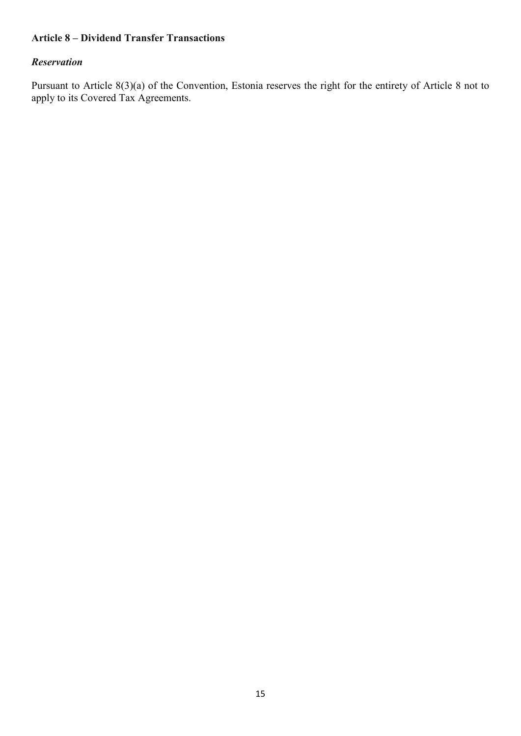**Article 8 – Dividend Transfer Transactions**

***Reservation***

Pursuant to Article 8(3)(a) of the Convention, Estonia reserves the right for the entirety of Article 8 not to apply to its Covered Tax Agreements.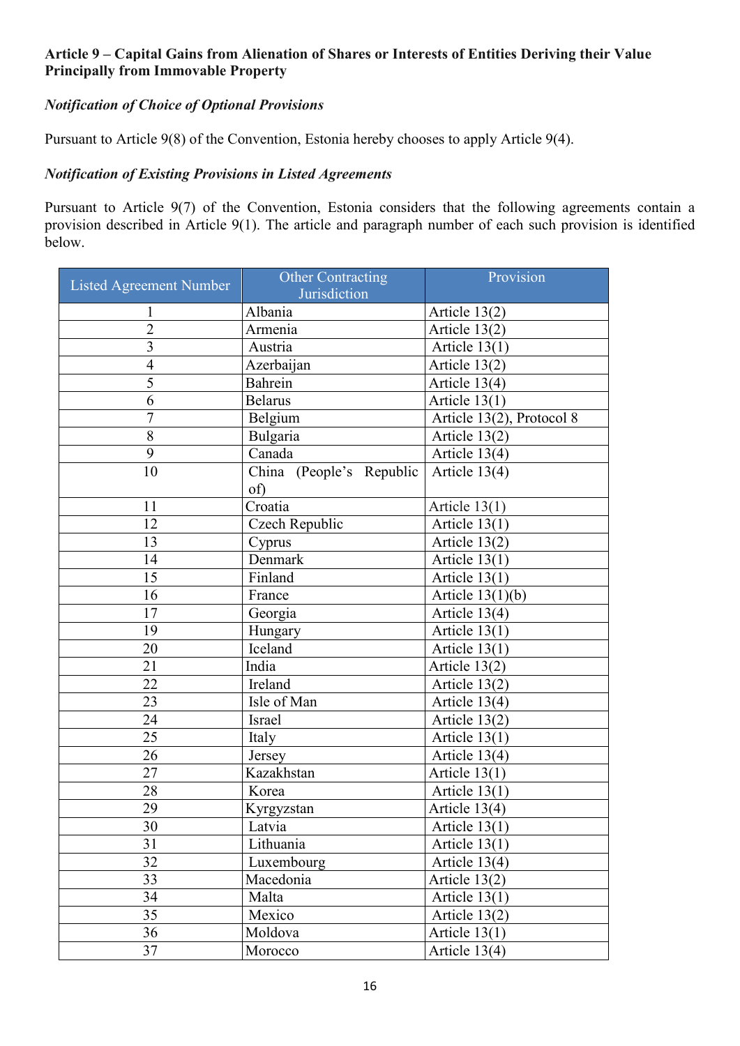**Article 9 – Capital Gains from Alienation of Shares or Interests of Entities Deriving their Value Principally from Immovable Property**

***Notification of Choice of Optional Provisions***

Pursuant to Article 9(8) of the Convention, Estonia hereby chooses to apply Article 9(4).

***Notification of Existing Provisions in Listed Agreements***

Pursuant to Article 9(7) of the Convention, Estonia considers that the following agreements contain a provision described in Article 9(1). The article and paragraph number of each such provision is identified below.

| Listed Agreement Number | Other Contracting Jurisdiction | Provision |
|---|---|---|
| 1 | Albania | Article 13(2) |
| 2 | Armenia | Article 13(2) |
| 3 | Austria | Article 13(1) |
| 4 | Azerbaijan | Article 13(2) |
| 5 | Bahrein | Article 13(4) |
| 6 | Belarus | Article 13(1) |
| 7 | Belgium | Article 13(2), Protocol 8 |
| 8 | Bulgaria | Article 13(2) |
| 9 | Canada | Article 13(4) |
| 10 | China (People's Republic of) | Article 13(4) |
| 11 | Croatia | Article 13(1) |
| 12 | Czech Republic | Article 13(1) |
| 13 | Cyprus | Article 13(2) |
| 14 | Denmark | Article 13(1) |
| 15 | Finland | Article 13(1) |
| 16 | France | Article 13(1)(b) |
| 17 | Georgia | Article 13(4) |
| 19 | Hungary | Article 13(1) |
| 20 | Iceland | Article 13(1) |
| 21 | India | Article 13(2) |
| 22 | Ireland | Article 13(2) |
| 23 | Isle of Man | Article 13(4) |
| 24 | Israel | Article 13(2) |
| 25 | Italy | Article 13(1) |
| 26 | Jersey | Article 13(4) |
| 27 | Kazakhstan | Article 13(1) |
| 28 | Korea | Article 13(1) |
| 29 | Kyrgyzstan | Article 13(4) |
| 30 | Latvia | Article 13(1) |
| 31 | Lithuania | Article 13(1) |
| 32 | Luxembourg | Article 13(4) |
| 33 | Macedonia | Article 13(2) |
| 34 | Malta | Article 13(1) |
| 35 | Mexico | Article 13(2) |
| 36 | Moldova | Article 13(1) |
| 37 | Morocco | Article 13(4) |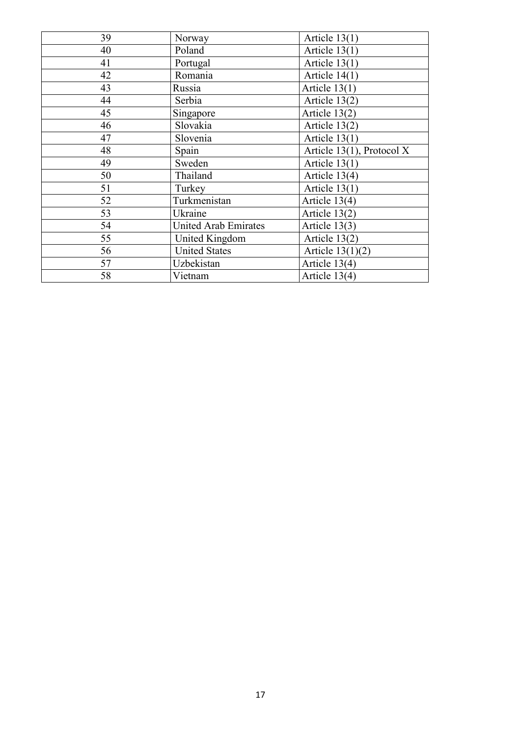| | | |
|---|---|---|
| 39 | Norway | Article 13(1) |
| 40 | Poland | Article 13(1) |
| 41 | Portugal | Article 13(1) |
| 42 | Romania | Article 14(1) |
| 43 | Russia | Article 13(1) |
| 44 | Serbia | Article 13(2) |
| 45 | Singapore | Article 13(2) |
| 46 | Slovakia | Article 13(2) |
| 47 | Slovenia | Article 13(1) |
| 48 | Spain | Article 13(1), Protocol X |
| 49 | Sweden | Article 13(1) |
| 50 | Thailand | Article 13(4) |
| 51 | Turkey | Article 13(1) |
| 52 | Turkmenistan | Article 13(4) |
| 53 | Ukraine | Article 13(2) |
| 54 | United Arab Emirates | Article 13(3) |
| 55 | United Kingdom | Article 13(2) |
| 56 | United States | Article 13(1)(2) |
| 57 | Uzbekistan | Article 13(4) |
| 58 | Vietnam | Article 13(4) |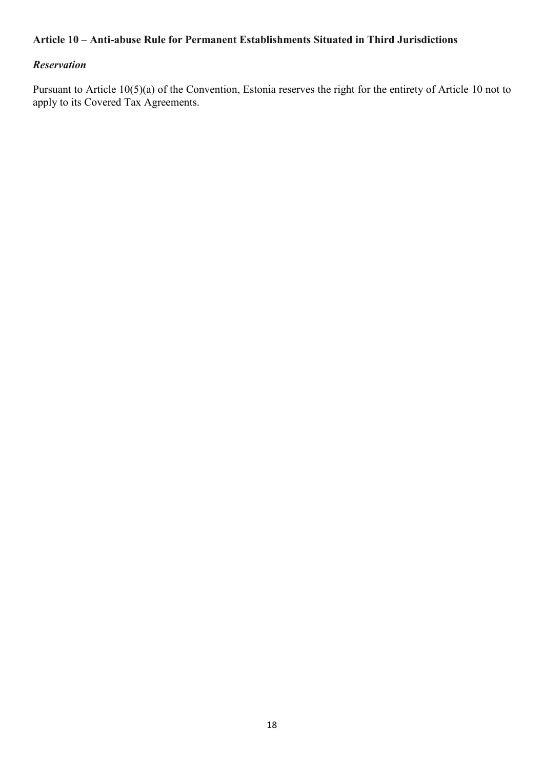**Article 10 – Anti-abuse Rule for Permanent Establishments Situated in Third Jurisdictions**

***Reservation***

Pursuant to Article 10(5)(a) of the Convention, Estonia reserves the right for the entirety of Article 10 not to apply to its Covered Tax Agreements.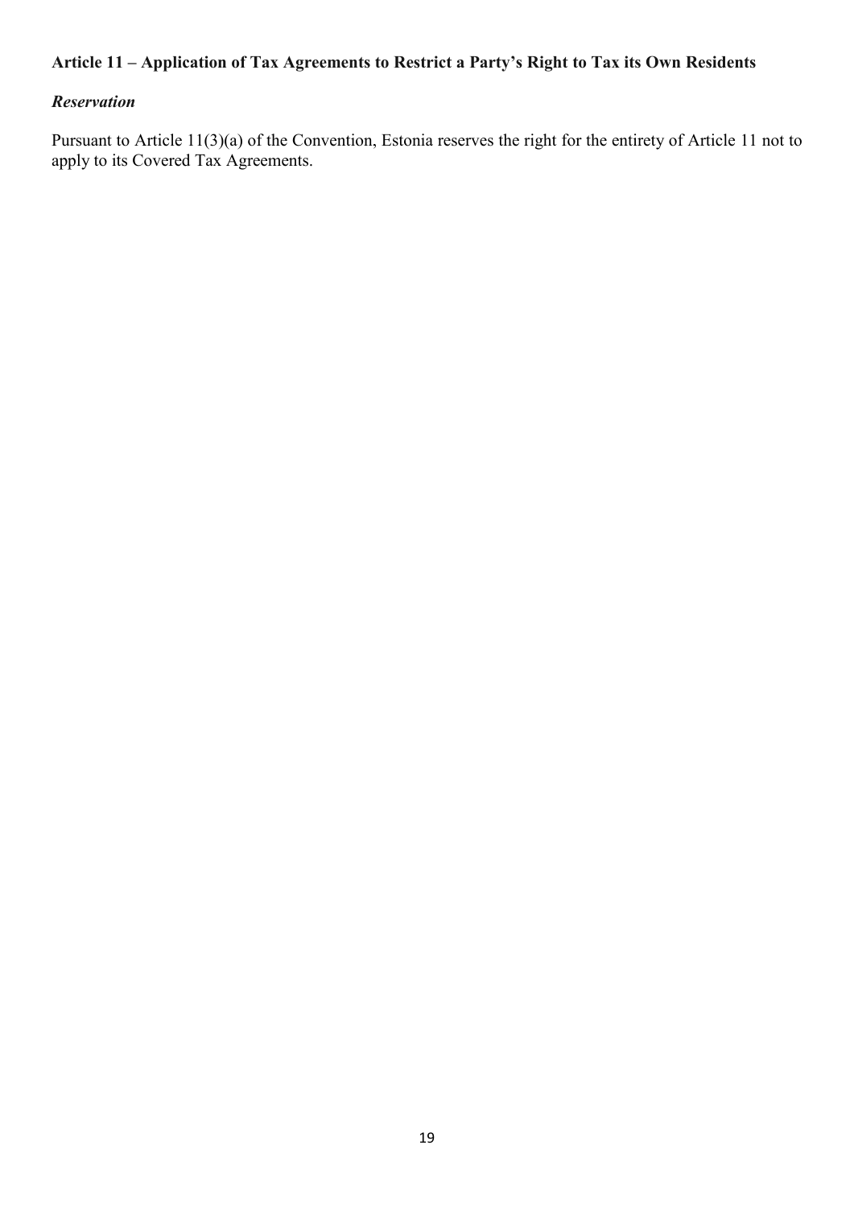**Article 11 – Application of Tax Agreements to Restrict a Party's Right to Tax its Own Residents**

***Reservation***

Pursuant to Article 11(3)(a) of the Convention, Estonia reserves the right for the entirety of Article 11 not to apply to its Covered Tax Agreements.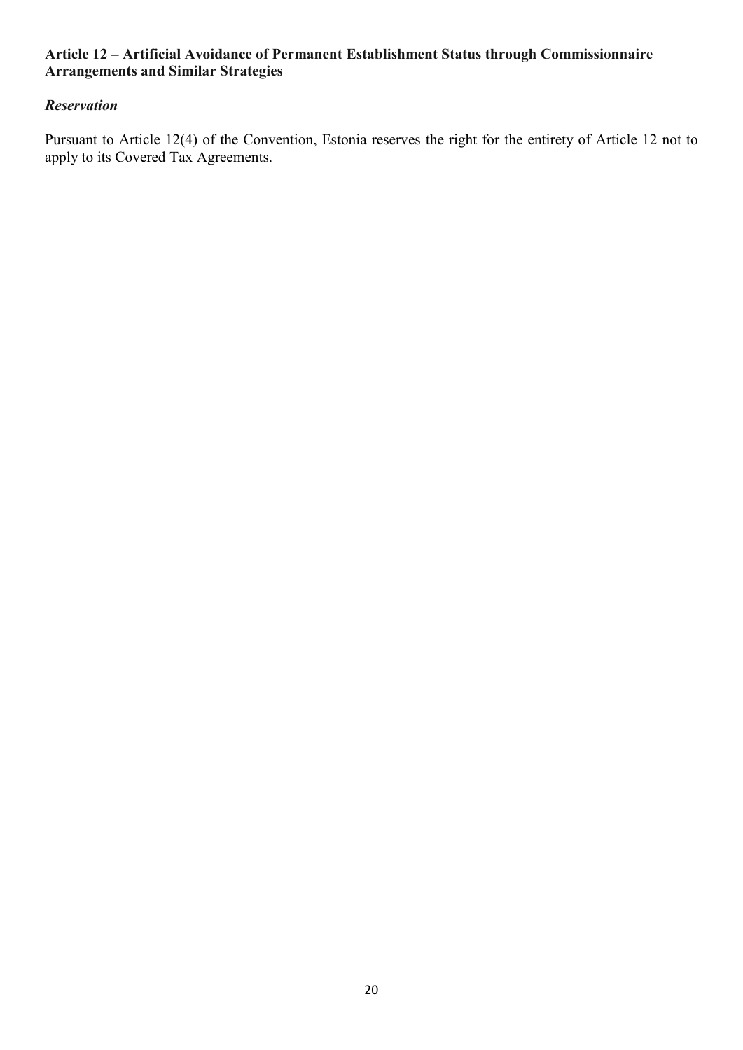**Article 12 – Artificial Avoidance of Permanent Establishment Status through Commissionnaire Arrangements and Similar Strategies**

***Reservation***

Pursuant to Article 12(4) of the Convention, Estonia reserves the right for the entirety of Article 12 not to apply to its Covered Tax Agreements.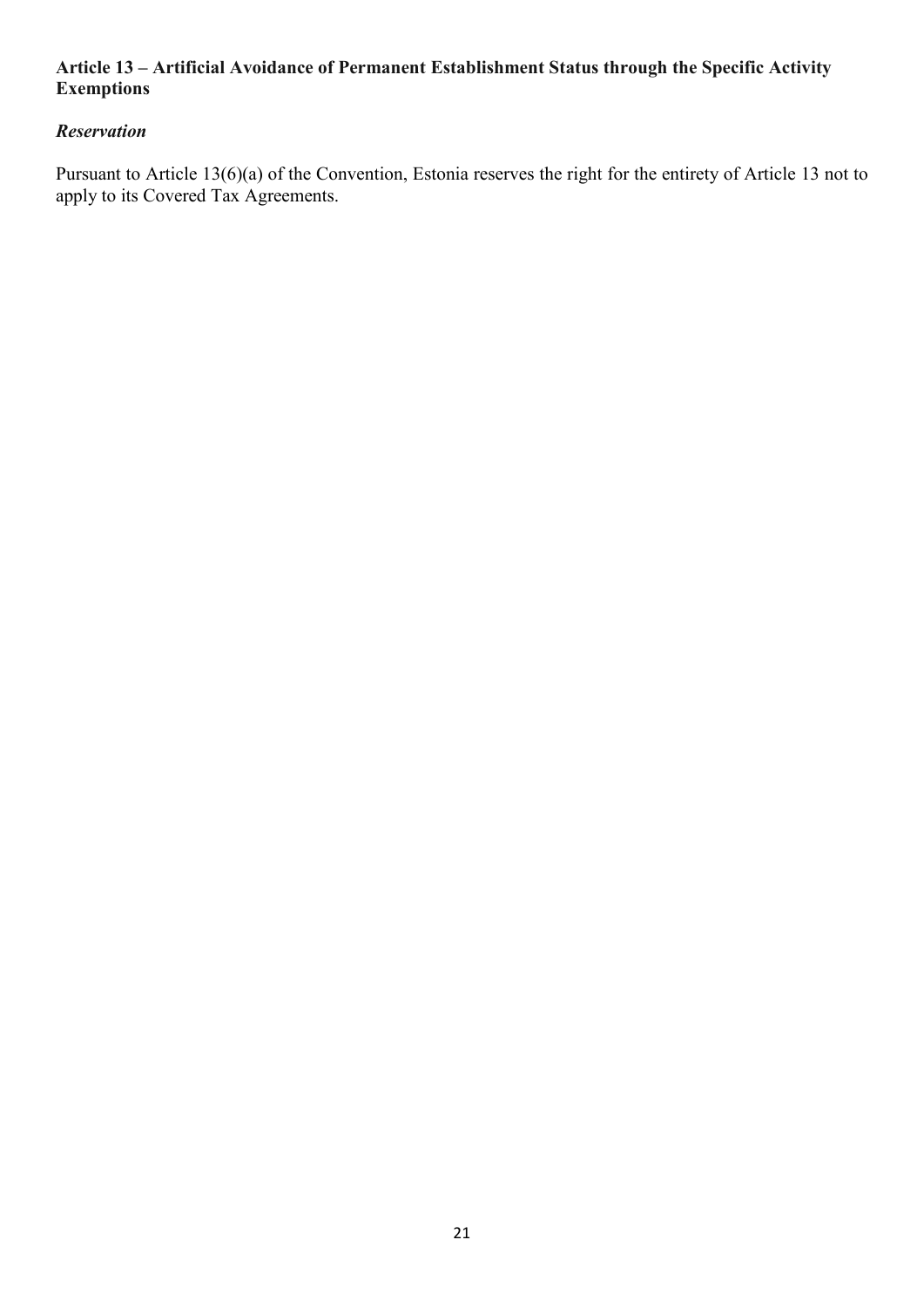**Article 13 – Artificial Avoidance of Permanent Establishment Status through the Specific Activity Exemptions**

***Reservation***

Pursuant to Article 13(6)(a) of the Convention, Estonia reserves the right for the entirety of Article 13 not to apply to its Covered Tax Agreements.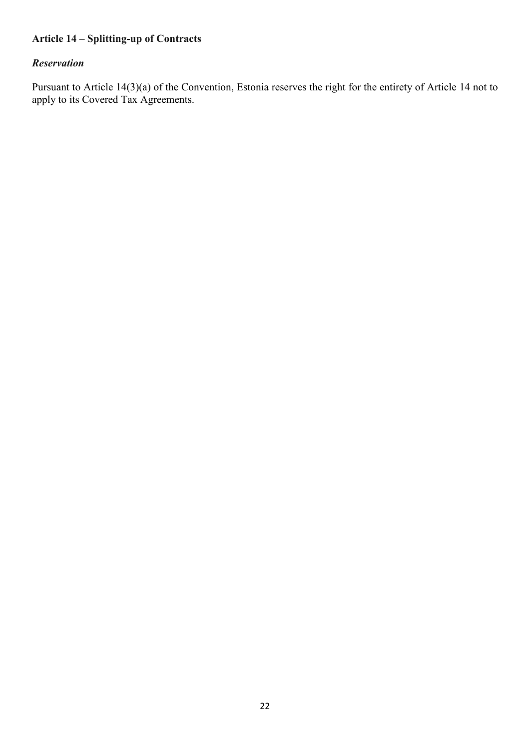**Article 14 – Splitting-up of Contracts**

***Reservation***

Pursuant to Article 14(3)(a) of the Convention, Estonia reserves the right for the entirety of Article 14 not to apply to its Covered Tax Agreements.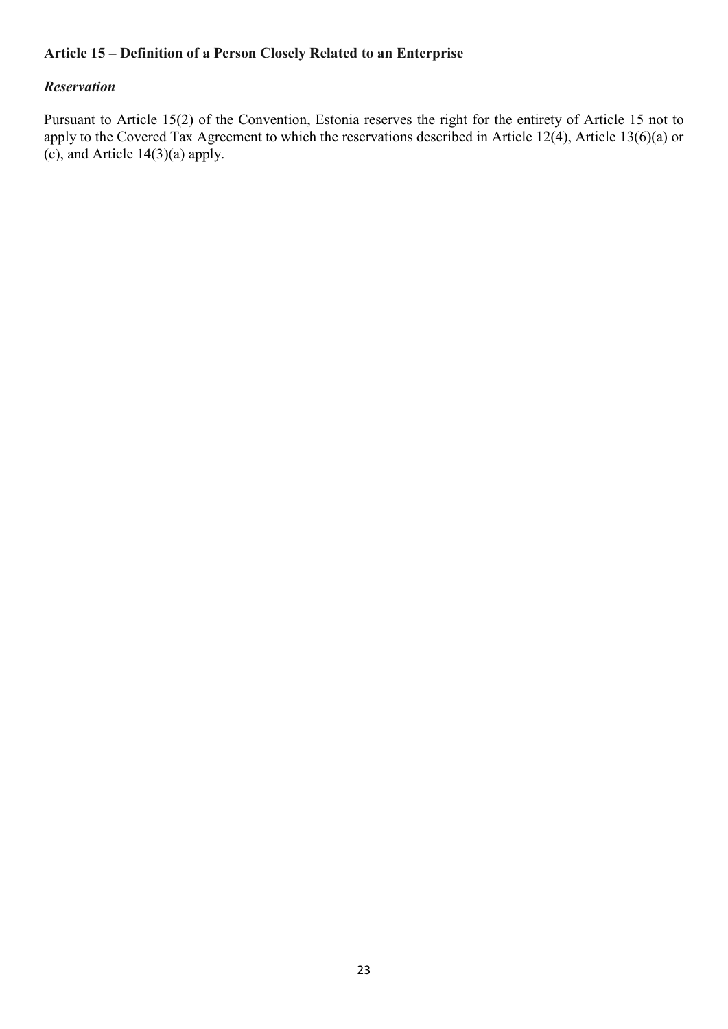**Article 15 – Definition of a Person Closely Related to an Enterprise**

***Reservation***

Pursuant to Article 15(2) of the Convention, Estonia reserves the right for the entirety of Article 15 not to apply to the Covered Tax Agreement to which the reservations described in Article 12(4), Article 13(6)(a) or (c), and Article 14(3)(a) apply.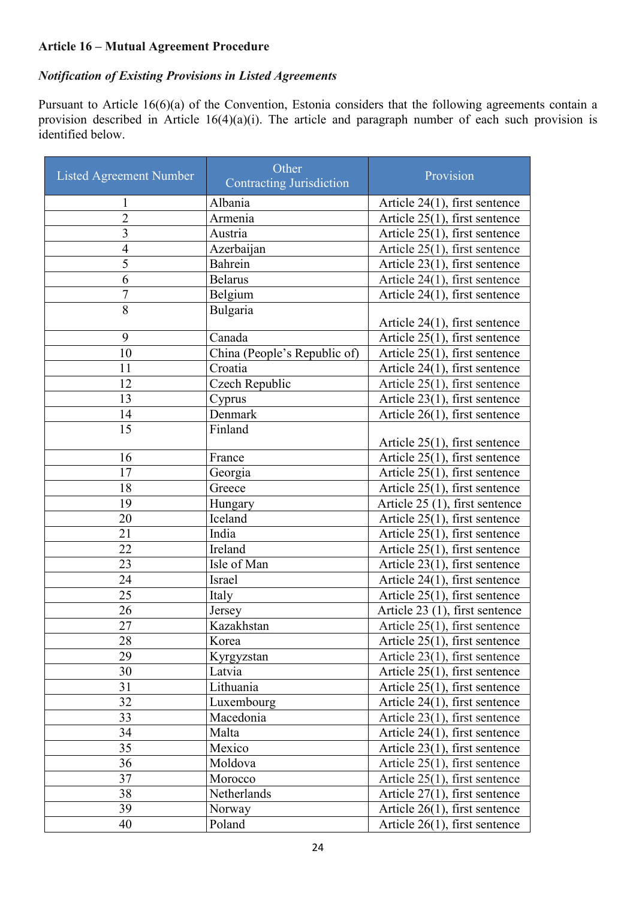**Article 16 – Mutual Agreement Procedure**

***Notification of Existing Provisions in Listed Agreements***

Pursuant to Article 16(6)(a) of the Convention, Estonia considers that the following agreements contain a provision described in Article 16(4)(a)(i). The article and paragraph number of each such provision is identified below.

| Listed Agreement Number | Other Contracting Jurisdiction | Provision |
|---|---|---|
| 1 | Albania | Article 24(1), first sentence |
| 2 | Armenia | Article 25(1), first sentence |
| 3 | Austria | Article 25(1), first sentence |
| 4 | Azerbaijan | Article 25(1), first sentence |
| 5 | Bahrein | Article 23(1), first sentence |
| 6 | Belarus | Article 24(1), first sentence |
| 7 | Belgium | Article 24(1), first sentence |
| 8 | Bulgaria | Article 24(1), first sentence |
| 9 | Canada | Article 25(1), first sentence |
| 10 | China (People's Republic of) | Article 25(1), first sentence |
| 11 | Croatia | Article 24(1), first sentence |
| 12 | Czech Republic | Article 25(1), first sentence |
| 13 | Cyprus | Article 23(1), first sentence |
| 14 | Denmark | Article 26(1), first sentence |
| 15 | Finland | Article 25(1), first sentence |
| 16 | France | Article 25(1), first sentence |
| 17 | Georgia | Article 25(1), first sentence |
| 18 | Greece | Article 25(1), first sentence |
| 19 | Hungary | Article 25 (1), first sentence |
| 20 | Iceland | Article 25(1), first sentence |
| 21 | India | Article 25(1), first sentence |
| 22 | Ireland | Article 25(1), first sentence |
| 23 | Isle of Man | Article 23(1), first sentence |
| 24 | Israel | Article 24(1), first sentence |
| 25 | Italy | Article 25(1), first sentence |
| 26 | Jersey | Article 23 (1), first sentence |
| 27 | Kazakhstan | Article 25(1), first sentence |
| 28 | Korea | Article 25(1), first sentence |
| 29 | Kyrgyzstan | Article 23(1), first sentence |
| 30 | Latvia | Article 25(1), first sentence |
| 31 | Lithuania | Article 25(1), first sentence |
| 32 | Luxembourg | Article 24(1), first sentence |
| 33 | Macedonia | Article 23(1), first sentence |
| 34 | Malta | Article 24(1), first sentence |
| 35 | Mexico | Article 23(1), first sentence |
| 36 | Moldova | Article 25(1), first sentence |
| 37 | Morocco | Article 25(1), first sentence |
| 38 | Netherlands | Article 27(1), first sentence |
| 39 | Norway | Article 26(1), first sentence |
| 40 | Poland | Article 26(1), first sentence |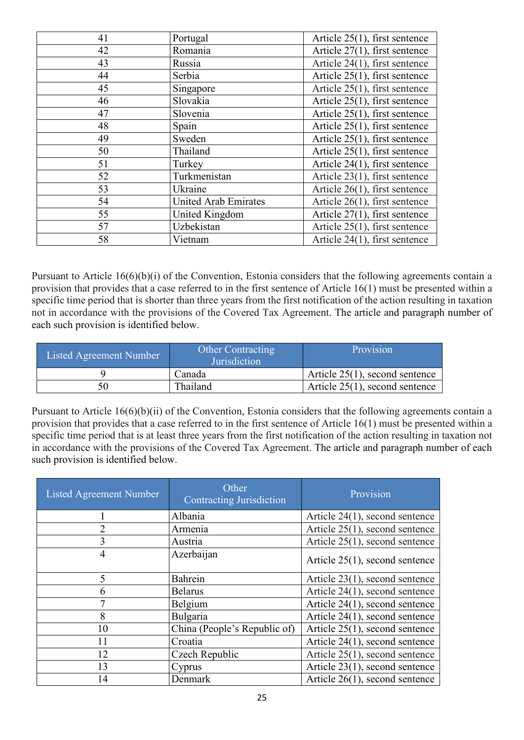| | | |
|---|---|---|
| 41 | Portugal | Article 25(1), first sentence |
| 42 | Romania | Article 27(1), first sentence |
| 43 | Russia | Article 24(1), first sentence |
| 44 | Serbia | Article 25(1), first sentence |
| 45 | Singapore | Article 25(1), first sentence |
| 46 | Slovakia | Article 25(1), first sentence |
| 47 | Slovenia | Article 25(1), first sentence |
| 48 | Spain | Article 25(1), first sentence |
| 49 | Sweden | Article 25(1), first sentence |
| 50 | Thailand | Article 25(1), first sentence |
| 51 | Turkey | Article 24(1), first sentence |
| 52 | Turkmenistan | Article 23(1), first sentence |
| 53 | Ukraine | Article 26(1), first sentence |
| 54 | United Arab Emirates | Article 26(1), first sentence |
| 55 | United Kingdom | Article 27(1), first sentence |
| 57 | Uzbekistan | Article 25(1), first sentence |
| 58 | Vietnam | Article 24(1), first sentence |

Pursuant to Article 16(6)(b)(i) of the Convention, Estonia considers that the following agreements contain a provision that provides that a case referred to in the first sentence of Article 16(1) must be presented within a specific time period that is shorter than three years from the first notification of the action resulting in taxation not in accordance with the provisions of the Covered Tax Agreement. The article and paragraph number of each such provision is identified below.

| Listed Agreement Number | Other Contracting Jurisdiction | Provision |
|---|---|---|
| 9 | Canada | Article 25(1), second sentence |
| 50 | Thailand | Article 25(1), second sentence |

Pursuant to Article 16(6)(b)(ii) of the Convention, Estonia considers that the following agreements contain a provision that provides that a case referred to in the first sentence of Article 16(1) must be presented within a specific time period that is at least three years from the first notification of the action resulting in taxation not in accordance with the provisions of the Covered Tax Agreement. The article and paragraph number of each such provision is identified below.

| Listed Agreement Number | Other Contracting Jurisdiction | Provision |
|---|---|---|
| 1 | Albania | Article 24(1), second sentence |
| 2 | Armenia | Article 25(1), second sentence |
| 3 | Austria | Article 25(1), second sentence |
| 4 | Azerbaijan | Article 25(1), second sentence |
| 5 | Bahrein | Article 23(1), second sentence |
| 6 | Belarus | Article 24(1), second sentence |
| 7 | Belgium | Article 24(1), second sentence |
| 8 | Bulgaria | Article 24(1), second sentence |
| 10 | China (People's Republic of) | Article 25(1), second sentence |
| 11 | Croatia | Article 24(1), second sentence |
| 12 | Czech Republic | Article 25(1), second sentence |
| 13 | Cyprus | Article 23(1), second sentence |
| 14 | Denmark | Article 26(1), second sentence |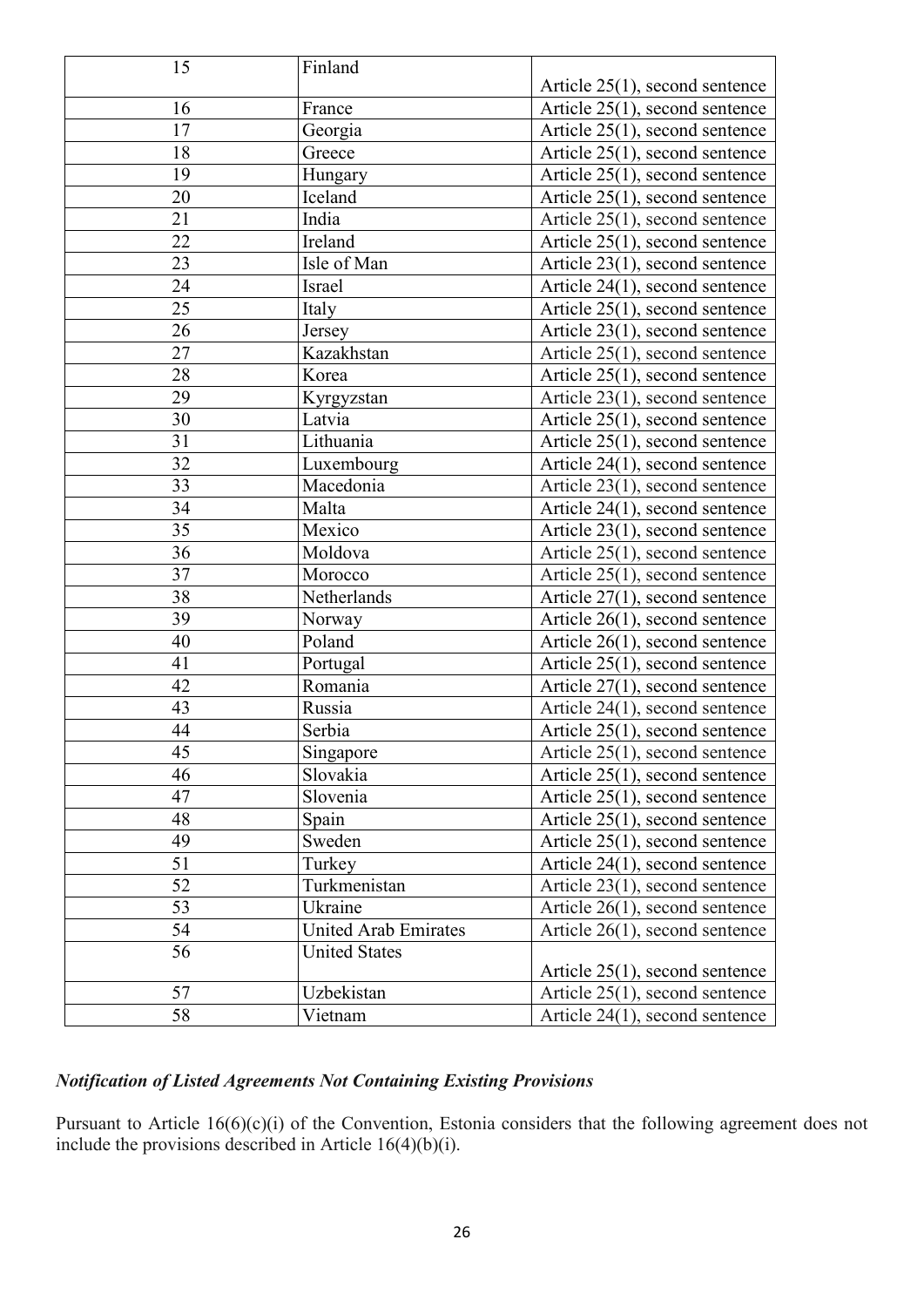| 15 | Finland | Article 25(1), second sentence |
|---|---|---|
| 16 | France | Article 25(1), second sentence |
| 17 | Georgia | Article 25(1), second sentence |
| 18 | Greece | Article 25(1), second sentence |
| 19 | Hungary | Article 25(1), second sentence |
| 20 | Iceland | Article 25(1), second sentence |
| 21 | India | Article 25(1), second sentence |
| 22 | Ireland | Article 25(1), second sentence |
| 23 | Isle of Man | Article 23(1), second sentence |
| 24 | Israel | Article 24(1), second sentence |
| 25 | Italy | Article 25(1), second sentence |
| 26 | Jersey | Article 23(1), second sentence |
| 27 | Kazakhstan | Article 25(1), second sentence |
| 28 | Korea | Article 25(1), second sentence |
| 29 | Kyrgyzstan | Article 23(1), second sentence |
| 30 | Latvia | Article 25(1), second sentence |
| 31 | Lithuania | Article 25(1), second sentence |
| 32 | Luxembourg | Article 24(1), second sentence |
| 33 | Macedonia | Article 23(1), second sentence |
| 34 | Malta | Article 24(1), second sentence |
| 35 | Mexico | Article 23(1), second sentence |
| 36 | Moldova | Article 25(1), second sentence |
| 37 | Morocco | Article 25(1), second sentence |
| 38 | Netherlands | Article 27(1), second sentence |
| 39 | Norway | Article 26(1), second sentence |
| 40 | Poland | Article 26(1), second sentence |
| 41 | Portugal | Article 25(1), second sentence |
| 42 | Romania | Article 27(1), second sentence |
| 43 | Russia | Article 24(1), second sentence |
| 44 | Serbia | Article 25(1), second sentence |
| 45 | Singapore | Article 25(1), second sentence |
| 46 | Slovakia | Article 25(1), second sentence |
| 47 | Slovenia | Article 25(1), second sentence |
| 48 | Spain | Article 25(1), second sentence |
| 49 | Sweden | Article 25(1), second sentence |
| 51 | Turkey | Article 24(1), second sentence |
| 52 | Turkmenistan | Article 23(1), second sentence |
| 53 | Ukraine | Article 26(1), second sentence |
| 54 | United Arab Emirates | Article 26(1), second sentence |
| 56 | United States | Article 25(1), second sentence |
| 57 | Uzbekistan | Article 25(1), second sentence |
| 58 | Vietnam | Article 24(1), second sentence |

***Notification of Listed Agreements Not Containing Existing Provisions***

Pursuant to Article 16(6)(c)(i) of the Convention, Estonia considers that the following agreement does not include the provisions described in Article 16(4)(b)(i).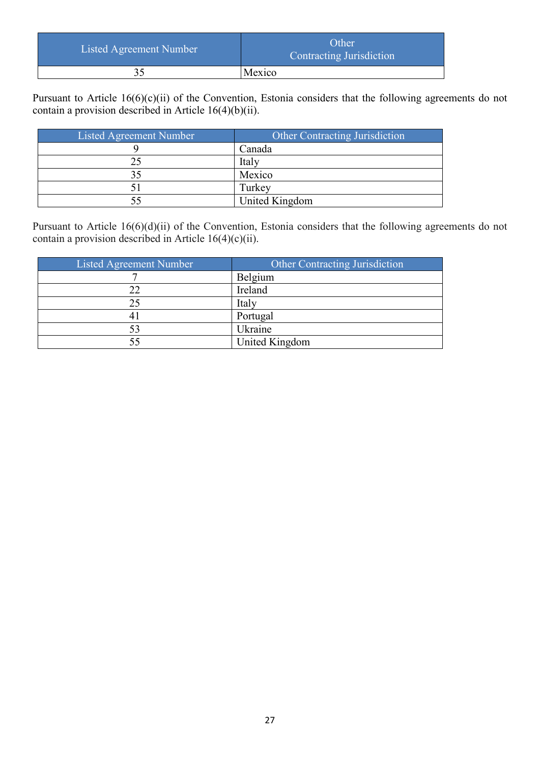| Listed Agreement Number | Other Contracting Jurisdiction |
|---|---|
| 35 | Mexico |

Pursuant to Article 16(6)(c)(ii) of the Convention, Estonia considers that the following agreements do not contain a provision described in Article 16(4)(b)(ii).

| Listed Agreement Number | Other Contracting Jurisdiction |
|---|---|
| 9 | Canada |
| 25 | Italy |
| 35 | Mexico |
| 51 | Turkey |
| 55 | United Kingdom |

Pursuant to Article 16(6)(d)(ii) of the Convention, Estonia considers that the following agreements do not contain a provision described in Article 16(4)(c)(ii).

| Listed Agreement Number | Other Contracting Jurisdiction |
|---|---|
| 7 | Belgium |
| 22 | Ireland |
| 25 | Italy |
| 41 | Portugal |
| 53 | Ukraine |
| 55 | United Kingdom |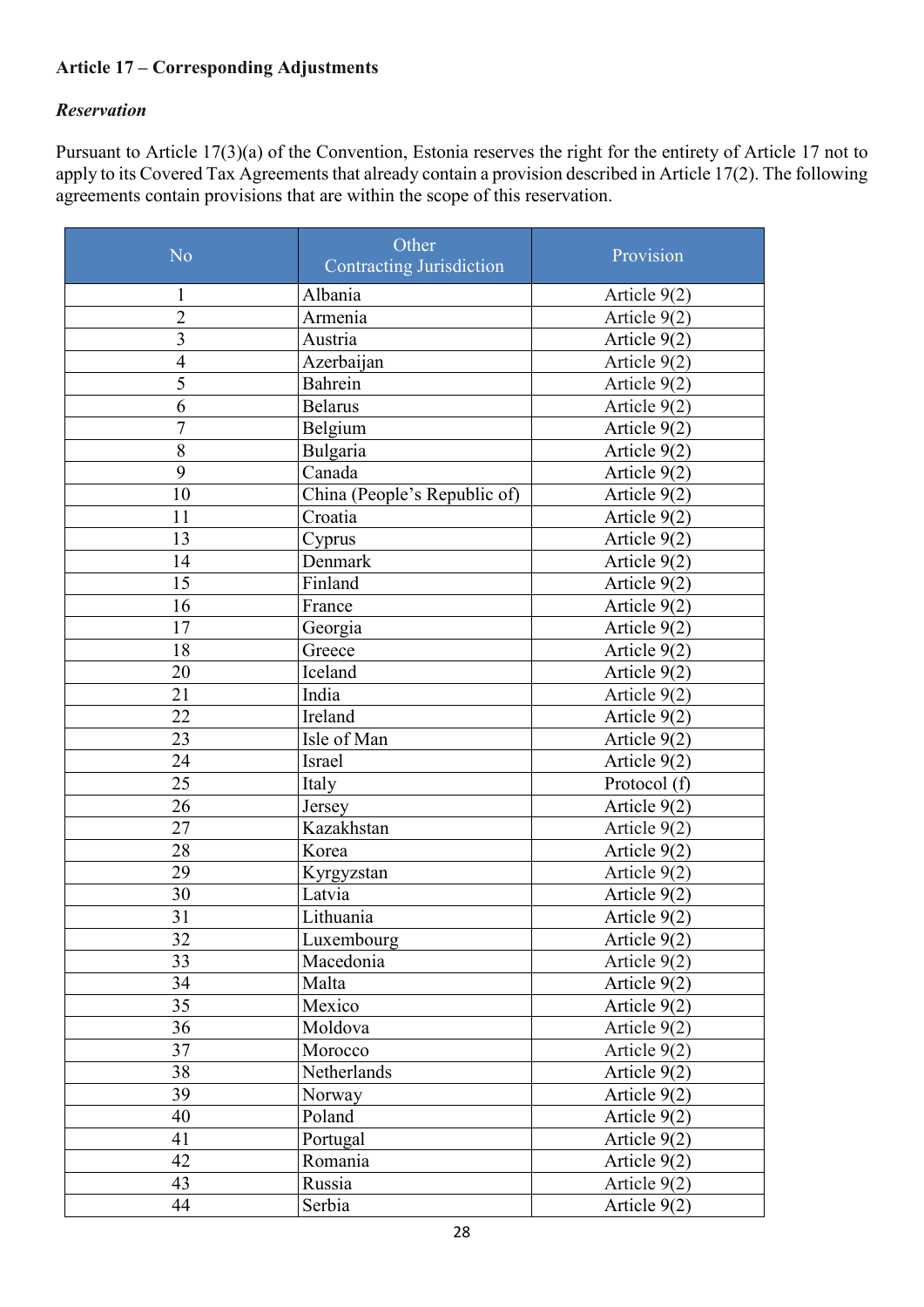**Article 17 – Corresponding Adjustments**

***Reservation***

Pursuant to Article 17(3)(a) of the Convention, Estonia reserves the right for the entirety of Article 17 not to apply to its Covered Tax Agreements that already contain a provision described in Article 17(2). The following agreements contain provisions that are within the scope of this reservation.

| No | Other Contracting Jurisdiction | Provision |
|---|---|---|
| 1 | Albania | Article 9(2) |
| 2 | Armenia | Article 9(2) |
| 3 | Austria | Article 9(2) |
| 4 | Azerbaijan | Article 9(2) |
| 5 | Bahrein | Article 9(2) |
| 6 | Belarus | Article 9(2) |
| 7 | Belgium | Article 9(2) |
| 8 | Bulgaria | Article 9(2) |
| 9 | Canada | Article 9(2) |
| 10 | China (People's Republic of) | Article 9(2) |
| 11 | Croatia | Article 9(2) |
| 13 | Cyprus | Article 9(2) |
| 14 | Denmark | Article 9(2) |
| 15 | Finland | Article 9(2) |
| 16 | France | Article 9(2) |
| 17 | Georgia | Article 9(2) |
| 18 | Greece | Article 9(2) |
| 20 | Iceland | Article 9(2) |
| 21 | India | Article 9(2) |
| 22 | Ireland | Article 9(2) |
| 23 | Isle of Man | Article 9(2) |
| 24 | Israel | Article 9(2) |
| 25 | Italy | Protocol (f) |
| 26 | Jersey | Article 9(2) |
| 27 | Kazakhstan | Article 9(2) |
| 28 | Korea | Article 9(2) |
| 29 | Kyrgyzstan | Article 9(2) |
| 30 | Latvia | Article 9(2) |
| 31 | Lithuania | Article 9(2) |
| 32 | Luxembourg | Article 9(2) |
| 33 | Macedonia | Article 9(2) |
| 34 | Malta | Article 9(2) |
| 35 | Mexico | Article 9(2) |
| 36 | Moldova | Article 9(2) |
| 37 | Morocco | Article 9(2) |
| 38 | Netherlands | Article 9(2) |
| 39 | Norway | Article 9(2) |
| 40 | Poland | Article 9(2) |
| 41 | Portugal | Article 9(2) |
| 42 | Romania | Article 9(2) |
| 43 | Russia | Article 9(2) |
| 44 | Serbia | Article 9(2) |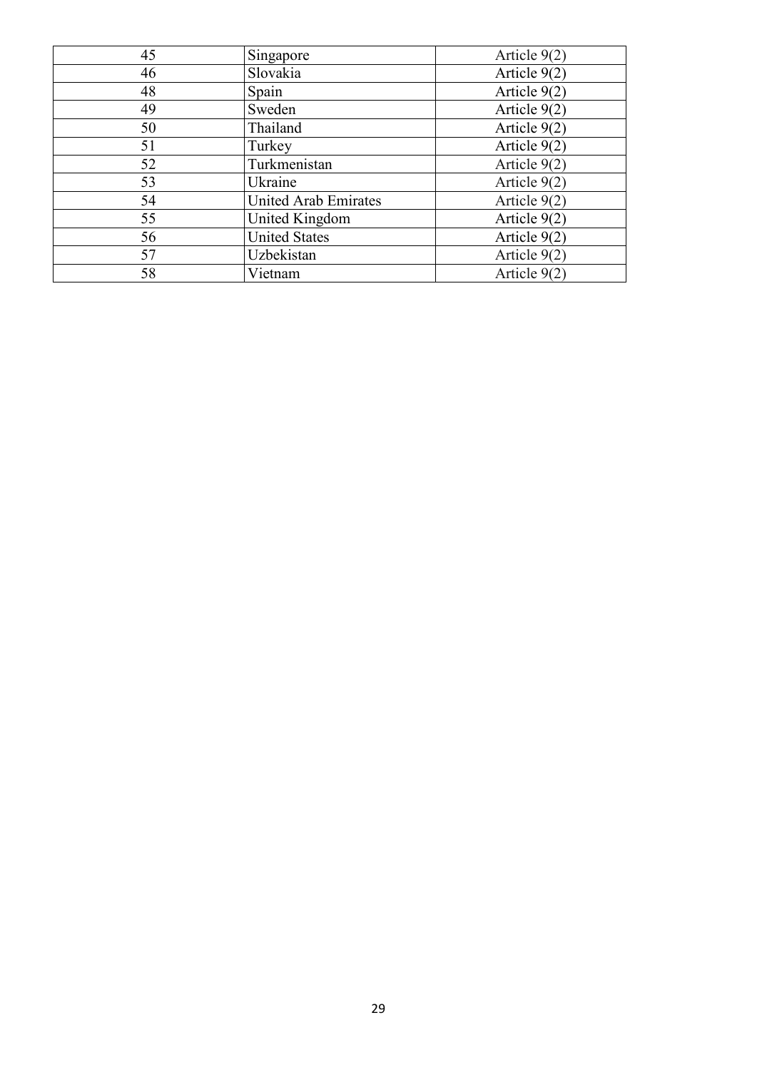| 45 | Singapore | Article 9(2) |
|---|---|---|
| 46 | Slovakia | Article 9(2) |
| 48 | Spain | Article 9(2) |
| 49 | Sweden | Article 9(2) |
| 50 | Thailand | Article 9(2) |
| 51 | Turkey | Article 9(2) |
| 52 | Turkmenistan | Article 9(2) |
| 53 | Ukraine | Article 9(2) |
| 54 | United Arab Emirates | Article 9(2) |
| 55 | United Kingdom | Article 9(2) |
| 56 | United States | Article 9(2) |
| 57 | Uzbekistan | Article 9(2) |
| 58 | Vietnam | Article 9(2) |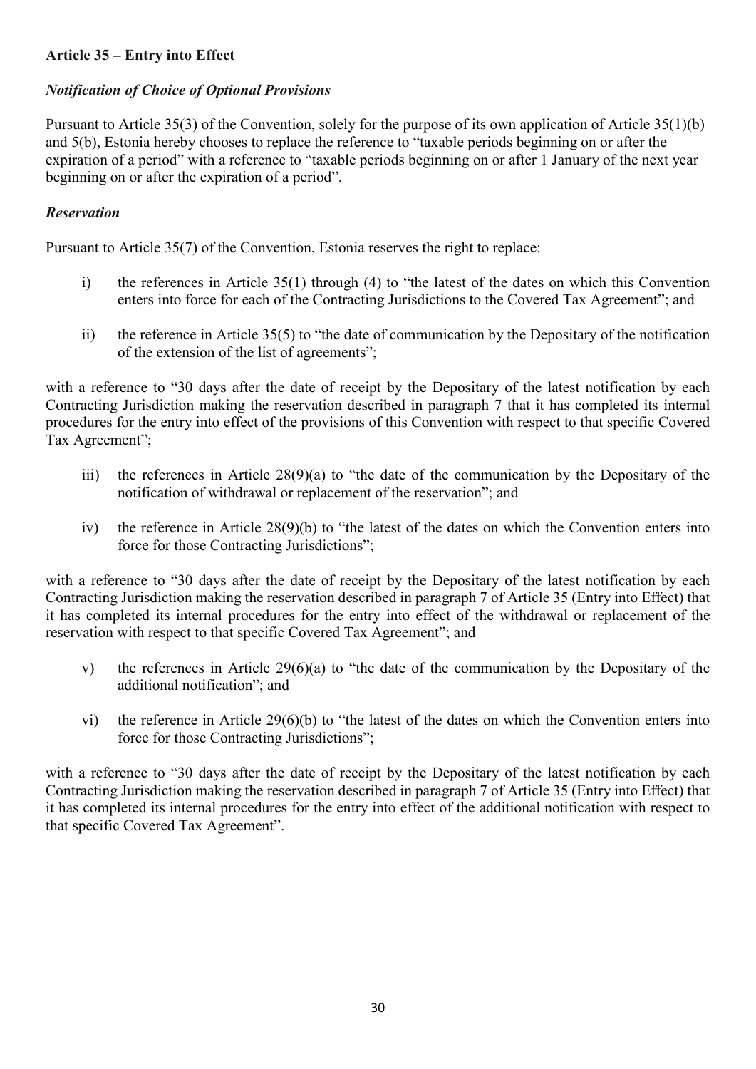**Article 35 – Entry into Effect**

***Notification of Choice of Optional Provisions***

Pursuant to Article 35(3) of the Convention, solely for the purpose of its own application of Article 35(1)(b) and 5(b), Estonia hereby chooses to replace the reference to "taxable periods beginning on or after the expiration of a period" with a reference to "taxable periods beginning on or after 1 January of the next year beginning on or after the expiration of a period".

***Reservation***

Pursuant to Article 35(7) of the Convention, Estonia reserves the right to replace:

i) the references in Article 35(1) through (4) to "the latest of the dates on which this Convention enters into force for each of the Contracting Jurisdictions to the Covered Tax Agreement"; and

ii) the reference in Article 35(5) to "the date of communication by the Depositary of the notification of the extension of the list of agreements";

with a reference to "30 days after the date of receipt by the Depositary of the latest notification by each Contracting Jurisdiction making the reservation described in paragraph 7 that it has completed its internal procedures for the entry into effect of the provisions of this Convention with respect to that specific Covered Tax Agreement";

iii) the references in Article 28(9)(a) to "the date of the communication by the Depositary of the notification of withdrawal or replacement of the reservation"; and

iv) the reference in Article 28(9)(b) to "the latest of the dates on which the Convention enters into force for those Contracting Jurisdictions";

with a reference to "30 days after the date of receipt by the Depositary of the latest notification by each Contracting Jurisdiction making the reservation described in paragraph 7 of Article 35 (Entry into Effect) that it has completed its internal procedures for the entry into effect of the withdrawal or replacement of the reservation with respect to that specific Covered Tax Agreement"; and

v) the references in Article 29(6)(a) to "the date of the communication by the Depositary of the additional notification"; and

vi) the reference in Article 29(6)(b) to "the latest of the dates on which the Convention enters into force for those Contracting Jurisdictions";

with a reference to "30 days after the date of receipt by the Depositary of the latest notification by each Contracting Jurisdiction making the reservation described in paragraph 7 of Article 35 (Entry into Effect) that it has completed its internal procedures for the entry into effect of the additional notification with respect to that specific Covered Tax Agreement".